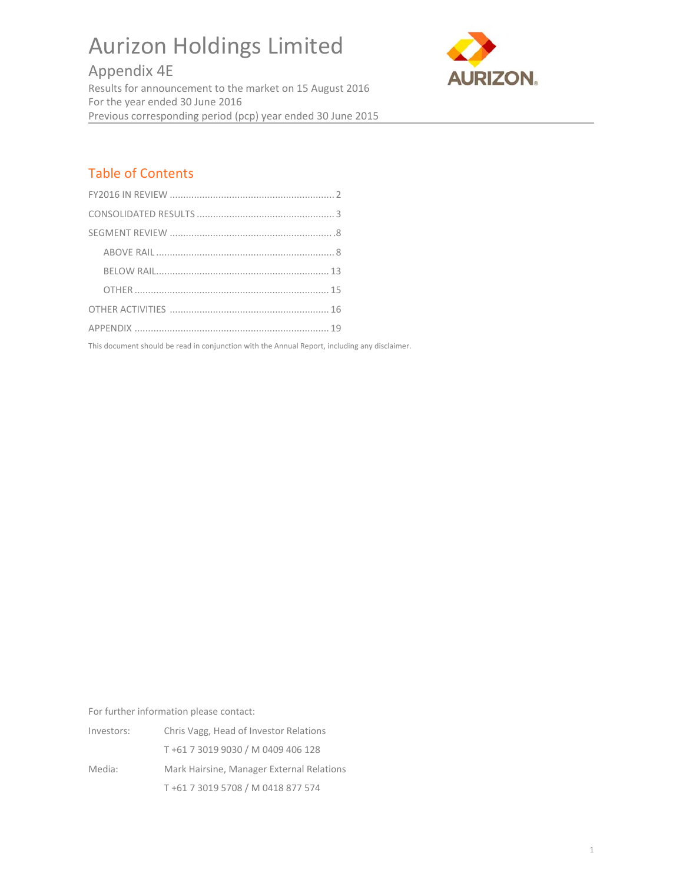# Aurizon Holdings Limited

## Appendix 4E

Results for announcement to the market on 15 August 2016
For the year ended 30 June 2016
Previous corresponding period (pcp) year ended 30 June 2015

## Table of Contents

FY2016 IN REVIEW ............................................................ 2

CONSOLIDATED RESULTS .................................................. 3

SEGMENT REVIEW ........................................................... 8

- ABOVE RAIL ................................................................. 8
- BELOW RAIL.............................................................. 13
- OTHER ....................................................................... 15

OTHER ACTIVITIES .......................................................... 16

APPENDIX ....................................................................... 19

This document should be read in conjunction with the Annual Report, including any disclaimer.

For further information please contact:

| | |
|---|---|
| Investors: | Chris Vagg, Head of Investor Relations |
| | T +61 7 3019 9030 / M 0409 406 128 |
| Media: | Mark Hairsine, Manager External Relations |
| | T +61 7 3019 5708 / M 0418 877 574 |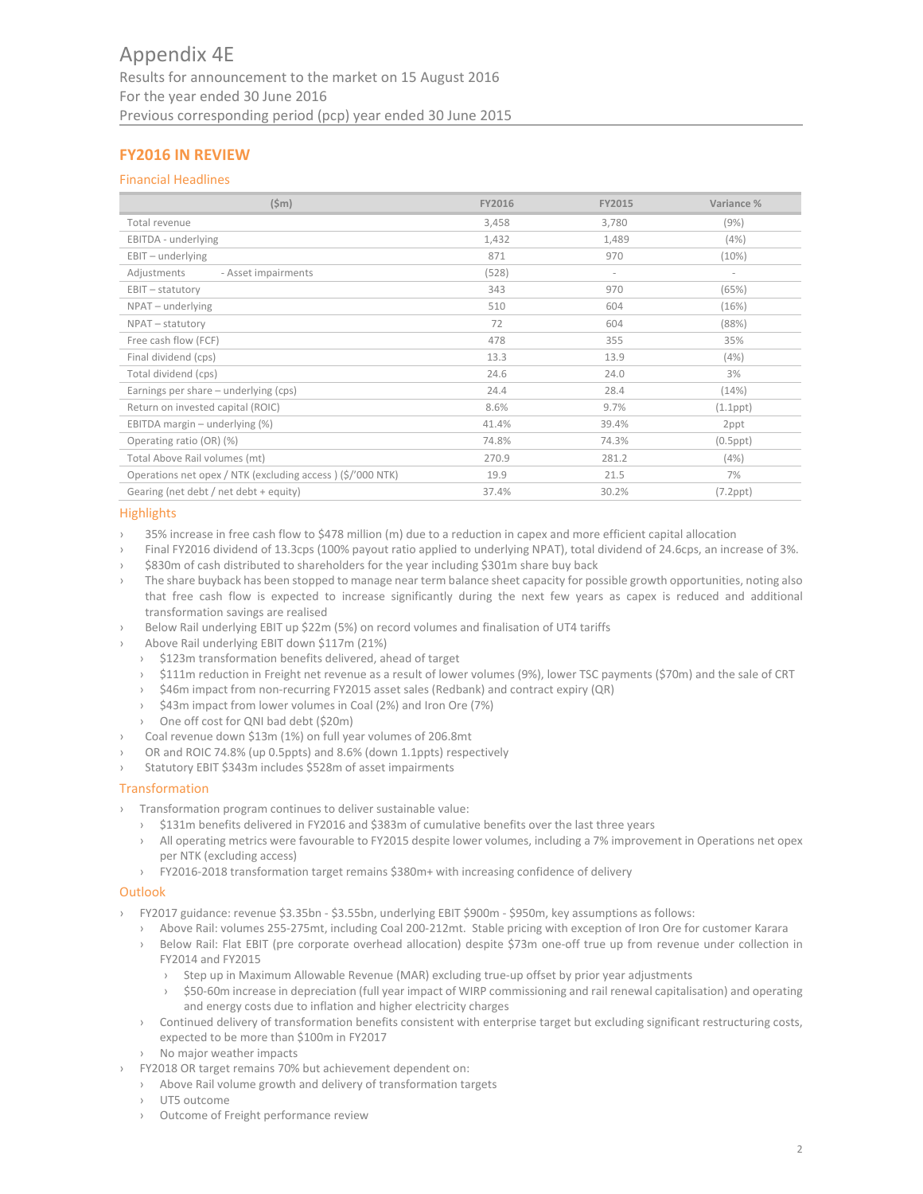# Appendix 4E

Results for announcement to the market on 15 August 2016
For the year ended 30 June 2016
Previous corresponding period (pcp) year ended 30 June 2015

## FY2016 IN REVIEW

### Financial Headlines

| ($m) | | FY2016 | FY2015 | Variance % |
|---|---|---|---|---|
| Total revenue | | 3,458 | 3,780 | (9%) |
| EBITDA - underlying | | 1,432 | 1,489 | (4%) |
| EBIT – underlying | | 871 | 970 | (10%) |
| Adjustments | - Asset impairments | (528) | - | - |
| EBIT – statutory | | 343 | 970 | (65%) |
| NPAT – underlying | | 510 | 604 | (16%) |
| NPAT – statutory | | 72 | 604 | (88%) |
| Free cash flow (FCF) | | 478 | 355 | 35% |
| Final dividend (cps) | | 13.3 | 13.9 | (4%) |
| Total dividend (cps) | | 24.6 | 24.0 | 3% |
| Earnings per share – underlying (cps) | | 24.4 | 28.4 | (14%) |
| Return on invested capital (ROIC) | | 8.6% | 9.7% | (1.1ppt) |
| EBITDA margin – underlying (%) | | 41.4% | 39.4% | 2ppt |
| Operating ratio (OR) (%) | | 74.8% | 74.3% | (0.5ppt) |
| Total Above Rail volumes (mt) | | 270.9 | 281.2 | (4%) |
| Operations net opex / NTK (excluding access ) ($/'000 NTK) | | 19.9 | 21.5 | 7% |
| Gearing (net debt / net debt + equity) | | 37.4% | 30.2% | (7.2ppt) |

### Highlights

- 35% increase in free cash flow to $478 million (m) due to a reduction in capex and more efficient capital allocation
- Final FY2016 dividend of 13.3cps (100% payout ratio applied to underlying NPAT), total dividend of 24.6cps, an increase of 3%.
- $830m of cash distributed to shareholders for the year including $301m share buy back
- The share buyback has been stopped to manage near term balance sheet capacity for possible growth opportunities, noting also that free cash flow is expected to increase significantly during the next few years as capex is reduced and additional transformation savings are realised
- Below Rail underlying EBIT up $22m (5%) on record volumes and finalisation of UT4 tariffs
- Above Rail underlying EBIT down $117m (21%)
  - $123m transformation benefits delivered, ahead of target
  - $111m reduction in Freight net revenue as a result of lower volumes (9%), lower TSC payments ($70m) and the sale of CRT
  - $46m impact from non-recurring FY2015 asset sales (Redbank) and contract expiry (QR)
  - $43m impact from lower volumes in Coal (2%) and Iron Ore (7%)
  - One off cost for QNI bad debt ($20m)
- Coal revenue down $13m (1%) on full year volumes of 206.8mt
- OR and ROIC 74.8% (up 0.5ppts) and 8.6% (down 1.1ppts) respectively
- Statutory EBIT $343m includes $528m of asset impairments

### Transformation

- Transformation program continues to deliver sustainable value:
  - $131m benefits delivered in FY2016 and $383m of cumulative benefits over the last three years
  - All operating metrics were favourable to FY2015 despite lower volumes, including a 7% improvement in Operations net opex per NTK (excluding access)
  - FY2016-2018 transformation target remains $380m+ with increasing confidence of delivery

### Outlook

- FY2017 guidance: revenue $3.35bn - $3.55bn, underlying EBIT $900m - $950m, key assumptions as follows:
  - Above Rail: volumes 255-275mt, including Coal 200-212mt. Stable pricing with exception of Iron Ore for customer Karara
  - Below Rail: Flat EBIT (pre corporate overhead allocation) despite $73m one-off true up from revenue under collection in FY2014 and FY2015
    - Step up in Maximum Allowable Revenue (MAR) excluding true-up offset by prior year adjustments
    - $50-60m increase in depreciation (full year impact of WIRP commissioning and rail renewal capitalisation) and operating and energy costs due to inflation and higher electricity charges
  - Continued delivery of transformation benefits consistent with enterprise target but excluding significant restructuring costs, expected to be more than $100m in FY2017
  - No major weather impacts
- FY2018 OR target remains 70% but achievement dependent on:
  - Above Rail volume growth and delivery of transformation targets
  - UT5 outcome
  - Outcome of Freight performance review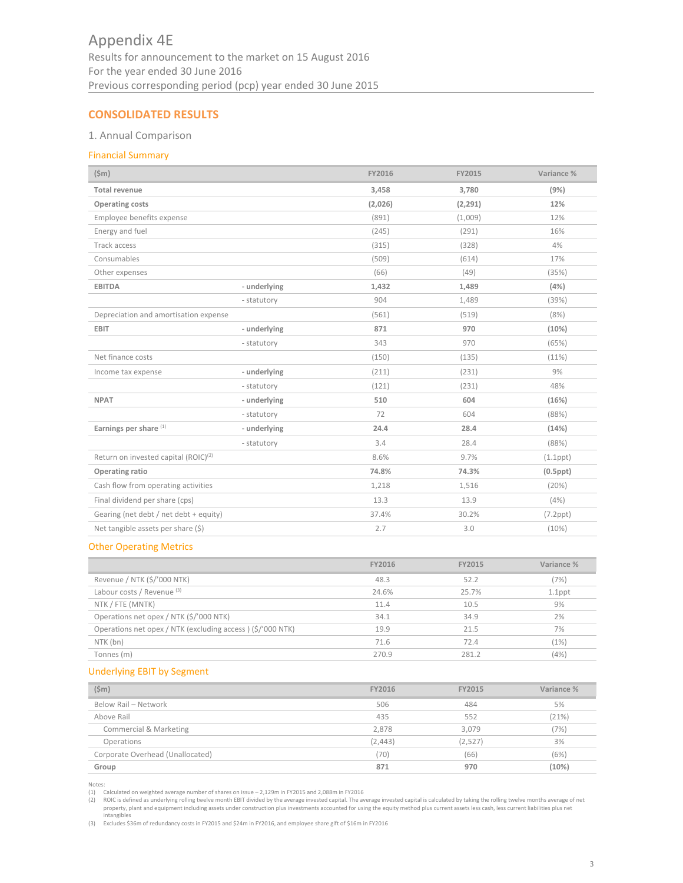# Appendix 4E

Results for announcement to the market on 15 August 2016
For the year ended 30 June 2016
Previous corresponding period (pcp) year ended 30 June 2015

## CONSOLIDATED RESULTS

### 1. Annual Comparison

#### Financial Summary

| ($m) | | FY2016 | FY2015 | Variance % |
|---|---|---|---|---|
| **Total revenue** | | **3,458** | **3,780** | **(9%)** |
| **Operating costs** | | **(2,026)** | **(2,291)** | **12%** |
| Employee benefits expense | | (891) | (1,009) | 12% |
| Energy and fuel | | (245) | (291) | 16% |
| Track access | | (315) | (328) | 4% |
| Consumables | | (509) | (614) | 17% |
| Other expenses | | (66) | (49) | (35%) |
| **EBITDA** | **- underlying** | **1,432** | **1,489** | **(4%)** |
| | - statutory | 904 | 1,489 | (39%) |
| Depreciation and amortisation expense | | (561) | (519) | (8%) |
| **EBIT** | **- underlying** | **871** | **970** | **(10%)** |
| | - statutory | 343 | 970 | (65%) |
| Net finance costs | | (150) | (135) | (11%) |
| Income tax expense | **- underlying** | (211) | (231) | 9% |
| | - statutory | (121) | (231) | 48% |
| **NPAT** | **- underlying** | **510** | **604** | **(16%)** |
| | - statutory | 72 | 604 | (88%) |
| **Earnings per share** (1) | **- underlying** | **24.4** | **28.4** | **(14%)** |
| | - statutory | 3.4 | 28.4 | (88%) |
| Return on invested capital (ROIC)(2) | | 8.6% | 9.7% | (1.1ppt) |
| **Operating ratio** | | **74.8%** | **74.3%** | **(0.5ppt)** |
| Cash flow from operating activities | | 1,218 | 1,516 | (20%) |
| Final dividend per share (cps) | | 13.3 | 13.9 | (4%) |
| Gearing (net debt / net debt + equity) | | 37.4% | 30.2% | (7.2ppt) |
| Net tangible assets per share ($) | | 2.7 | 3.0 | (10%) |

#### Other Operating Metrics

| | FY2016 | FY2015 | Variance % |
|---|---|---|---|
| Revenue / NTK ($/'000 NTK) | 48.3 | 52.2 | (7%) |
| Labour costs / Revenue (3) | 24.6% | 25.7% | 1.1ppt |
| NTK / FTE (MNTK) | 11.4 | 10.5 | 9% |
| Operations net opex / NTK ($/'000 NTK) | 34.1 | 34.9 | 2% |
| Operations net opex / NTK (excluding access ) ($/'000 NTK) | 19.9 | 21.5 | 7% |
| NTK (bn) | 71.6 | 72.4 | (1%) |
| Tonnes (m) | 270.9 | 281.2 | (4%) |

#### Underlying EBIT by Segment

| ($m) | FY2016 | FY2015 | Variance % |
|---|---|---|---|
| Below Rail – Network | 506 | 484 | 5% |
| Above Rail | 435 | 552 | (21%) |
| Commercial & Marketing | 2,878 | 3,079 | (7%) |
| Operations | (2,443) | (2,527) | 3% |
| Corporate Overhead (Unallocated) | (70) | (66) | (6%) |
| **Group** | **871** | **970** | **(10%)** |

Notes:
(1) Calculated on weighted average number of shares on issue – 2,129m in FY2015 and 2,088m in FY2016
(2) ROIC is defined as underlying rolling twelve month EBIT divided by the average invested capital. The average invested capital is calculated by taking the rolling twelve months average of net property, plant and equipment including assets under construction plus investments accounted for using the equity method plus current assets less cash, less current liabilities plus net intangibles
(3) Excludes $36m of redundancy costs in FY2015 and $24m in FY2016, and employee share gift of $16m in FY2016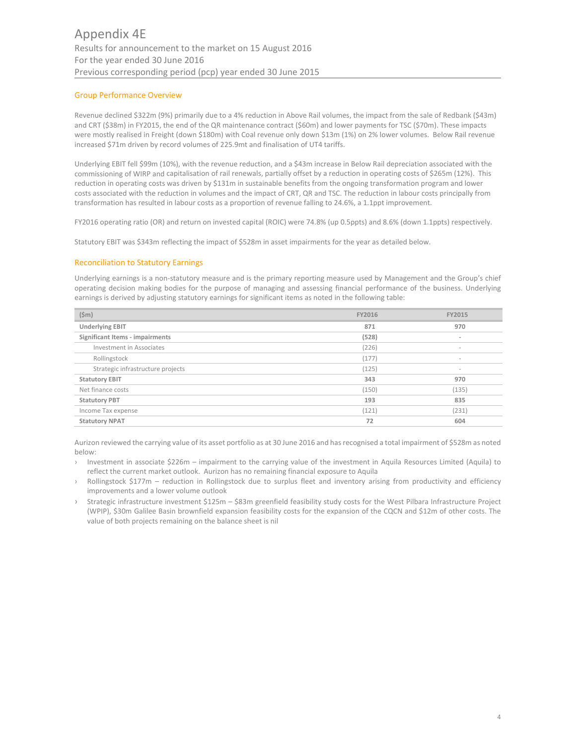# Appendix 4E

Results for announcement to the market on 15 August 2016
For the year ended 30 June 2016
Previous corresponding period (pcp) year ended 30 June 2015

## Group Performance Overview

Revenue declined $322m (9%) primarily due to a 4% reduction in Above Rail volumes, the impact from the sale of Redbank ($43m) and CRT ($38m) in FY2015, the end of the QR maintenance contract ($60m) and lower payments for TSC ($70m). These impacts were mostly realised in Freight (down $180m) with Coal revenue only down $13m (1%) on 2% lower volumes. Below Rail revenue increased $71m driven by record volumes of 225.9mt and finalisation of UT4 tariffs.

Underlying EBIT fell $99m (10%), with the revenue reduction, and a $43m increase in Below Rail depreciation associated with the commissioning of WIRP and capitalisation of rail renewals, partially offset by a reduction in operating costs of $265m (12%). This reduction in operating costs was driven by $131m in sustainable benefits from the ongoing transformation program and lower costs associated with the reduction in volumes and the impact of CRT, QR and TSC. The reduction in labour costs principally from transformation has resulted in labour costs as a proportion of revenue falling to 24.6%, a 1.1ppt improvement.

FY2016 operating ratio (OR) and return on invested capital (ROIC) were 74.8% (up 0.5ppts) and 8.6% (down 1.1ppts) respectively.

Statutory EBIT was $343m reflecting the impact of $528m in asset impairments for the year as detailed below.

## Reconciliation to Statutory Earnings

Underlying earnings is a non-statutory measure and is the primary reporting measure used by Management and the Group's chief operating decision making bodies for the purpose of managing and assessing financial performance of the business. Underlying earnings is derived by adjusting statutory earnings for significant items as noted in the following table:

| ($m) | FY2016 | FY2015 |
|---|---|---|
| **Underlying EBIT** | **871** | **970** |
| **Significant Items - impairments** | **(528)** | - |
| Investment in Associates | (226) | - |
| Rollingstock | (177) | - |
| Strategic infrastructure projects | (125) | - |
| **Statutory EBIT** | **343** | **970** |
| Net finance costs | (150) | (135) |
| **Statutory PBT** | **193** | **835** |
| Income Tax expense | (121) | (231) |
| **Statutory NPAT** | **72** | **604** |

Aurizon reviewed the carrying value of its asset portfolio as at 30 June 2016 and has recognised a total impairment of $528m as noted below:

- Investment in associate $226m – impairment to the carrying value of the investment in Aquila Resources Limited (Aquila) to reflect the current market outlook. Aurizon has no remaining financial exposure to Aquila
- Rollingstock $177m – reduction in Rollingstock due to surplus fleet and inventory arising from productivity and efficiency improvements and a lower volume outlook
- Strategic infrastructure investment $125m – $83m greenfield feasibility study costs for the West Pilbara Infrastructure Project (WPIP), $30m Galilee Basin brownfield expansion feasibility costs for the expansion of the CQCN and $12m of other costs. The value of both projects remaining on the balance sheet is nil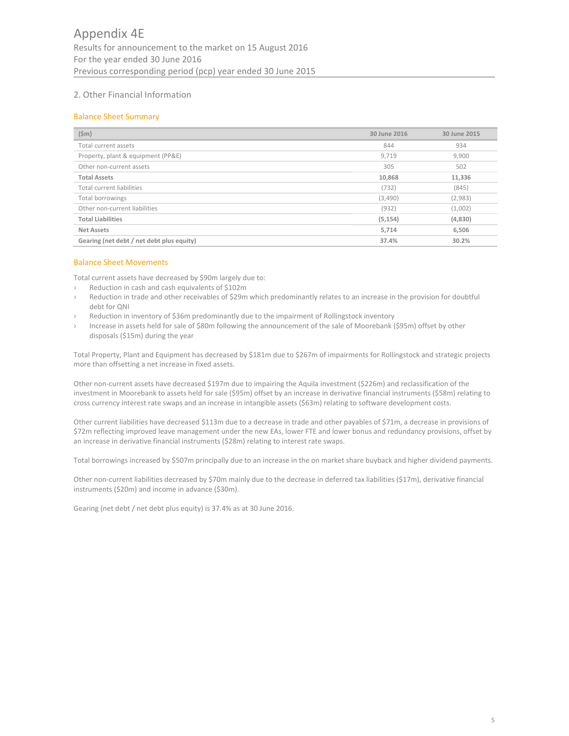# Appendix 4E

Results for announcement to the market on 15 August 2016
For the year ended 30 June 2016
Previous corresponding period (pcp) year ended 30 June 2015

## 2. Other Financial Information

### Balance Sheet Summary

| ($m) | 30 June 2016 | 30 June 2015 |
|---|---|---|
| Total current assets | 844 | 934 |
| Property, plant & equipment (PP&E) | 9,719 | 9,900 |
| Other non-current assets | 305 | 502 |
| **Total Assets** | **10,868** | **11,336** |
| Total current liabilities | (732) | (845) |
| Total borrowings | (3,490) | (2,983) |
| Other non-current liabilities | (932) | (1,002) |
| **Total Liabilities** | **(5,154)** | **(4,830)** |
| **Net Assets** | **5,714** | **6,506** |
| **Gearing (net debt / net debt plus equity)** | **37.4%** | **30.2%** |

### Balance Sheet Movements

Total current assets have decreased by $90m largely due to:

- Reduction in cash and cash equivalents of $102m
- Reduction in trade and other receivables of $29m which predominantly relates to an increase in the provision for doubtful debt for QNI
- Reduction in inventory of $36m predominantly due to the impairment of Rollingstock inventory
- Increase in assets held for sale of $80m following the announcement of the sale of Moorebank ($95m) offset by other disposals ($15m) during the year

Total Property, Plant and Equipment has decreased by $181m due to $267m of impairments for Rollingstock and strategic projects more than offsetting a net increase in fixed assets.

Other non-current assets have decreased $197m due to impairing the Aquila investment ($226m) and reclassification of the investment in Moorebank to assets held for sale ($95m) offset by an increase in derivative financial instruments ($58m) relating to cross currency interest rate swaps and an increase in intangible assets ($63m) relating to software development costs.

Other current liabilities have decreased $113m due to a decrease in trade and other payables of $71m, a decrease in provisions of $72m reflecting improved leave management under the new EAs, lower FTE and lower bonus and redundancy provisions, offset by an increase in derivative financial instruments ($28m) relating to interest rate swaps.

Total borrowings increased by $507m principally due to an increase in the on market share buyback and higher dividend payments.

Other non-current liabilities decreased by $70m mainly due to the decrease in deferred tax liabilities ($17m), derivative financial instruments ($20m) and income in advance ($30m).

Gearing (net debt / net debt plus equity) is 37.4% as at 30 June 2016.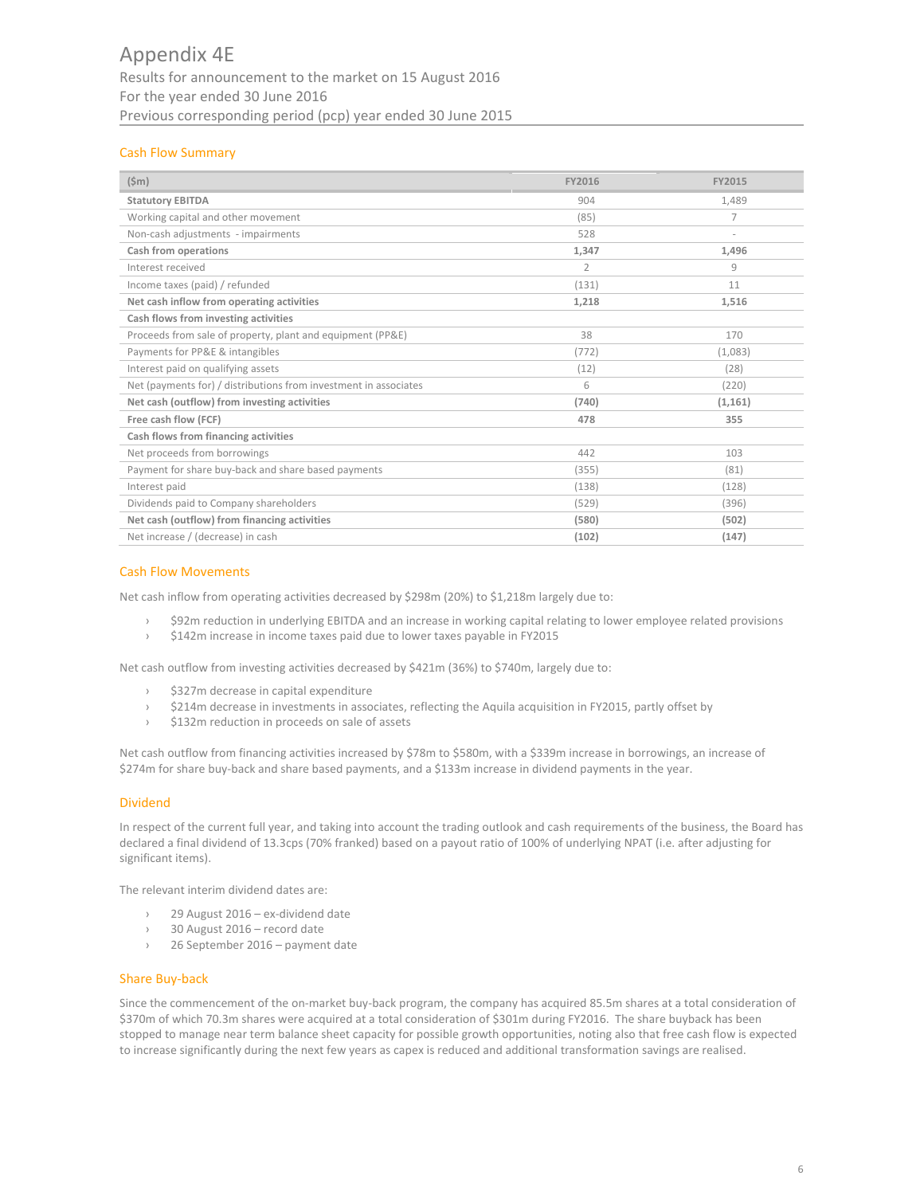# Appendix 4E

Results for announcement to the market on 15 August 2016
For the year ended 30 June 2016
Previous corresponding period (pcp) year ended 30 June 2015

## Cash Flow Summary

| ($m) | FY2016 | FY2015 |
|---|---|---|
| **Statutory EBITDA** | 904 | 1,489 |
| Working capital and other movement | (85) | 7 |
| Non-cash adjustments - impairments | 528 | - |
| **Cash from operations** | **1,347** | **1,496** |
| Interest received | 2 | 9 |
| Income taxes (paid) / refunded | (131) | 11 |
| **Net cash inflow from operating activities** | **1,218** | **1,516** |
| **Cash flows from investing activities** | | |
| Proceeds from sale of property, plant and equipment (PP&E) | 38 | 170 |
| Payments for PP&E & intangibles | (772) | (1,083) |
| Interest paid on qualifying assets | (12) | (28) |
| Net (payments for) / distributions from investment in associates | 6 | (220) |
| **Net cash (outflow) from investing activities** | **(740)** | **(1,161)** |
| **Free cash flow (FCF)** | **478** | **355** |
| **Cash flows from financing activities** | | |
| Net proceeds from borrowings | 442 | 103 |
| Payment for share buy-back and share based payments | (355) | (81) |
| Interest paid | (138) | (128) |
| Dividends paid to Company shareholders | (529) | (396) |
| **Net cash (outflow) from financing activities** | **(580)** | **(502)** |
| Net increase / (decrease) in cash | **(102)** | **(147)** |

## Cash Flow Movements

Net cash inflow from operating activities decreased by $298m (20%) to $1,218m largely due to:

- $92m reduction in underlying EBITDA and an increase in working capital relating to lower employee related provisions
- $142m increase in income taxes paid due to lower taxes payable in FY2015

Net cash outflow from investing activities decreased by $421m (36%) to $740m, largely due to:

- $327m decrease in capital expenditure
- $214m decrease in investments in associates, reflecting the Aquila acquisition in FY2015, partly offset by
- $132m reduction in proceeds on sale of assets

Net cash outflow from financing activities increased by $78m to $580m, with a $339m increase in borrowings, an increase of $274m for share buy-back and share based payments, and a $133m increase in dividend payments in the year.

## Dividend

In respect of the current full year, and taking into account the trading outlook and cash requirements of the business, the Board has declared a final dividend of 13.3cps (70% franked) based on a payout ratio of 100% of underlying NPAT (i.e. after adjusting for significant items).

The relevant interim dividend dates are:

- 29 August 2016 – ex-dividend date
- 30 August 2016 – record date
- 26 September 2016 – payment date

## Share Buy-back

Since the commencement of the on-market buy-back program, the company has acquired 85.5m shares at a total consideration of $370m of which 70.3m shares were acquired at a total consideration of $301m during FY2016. The share buyback has been stopped to manage near term balance sheet capacity for possible growth opportunities, noting also that free cash flow is expected to increase significantly during the next few years as capex is reduced and additional transformation savings are realised.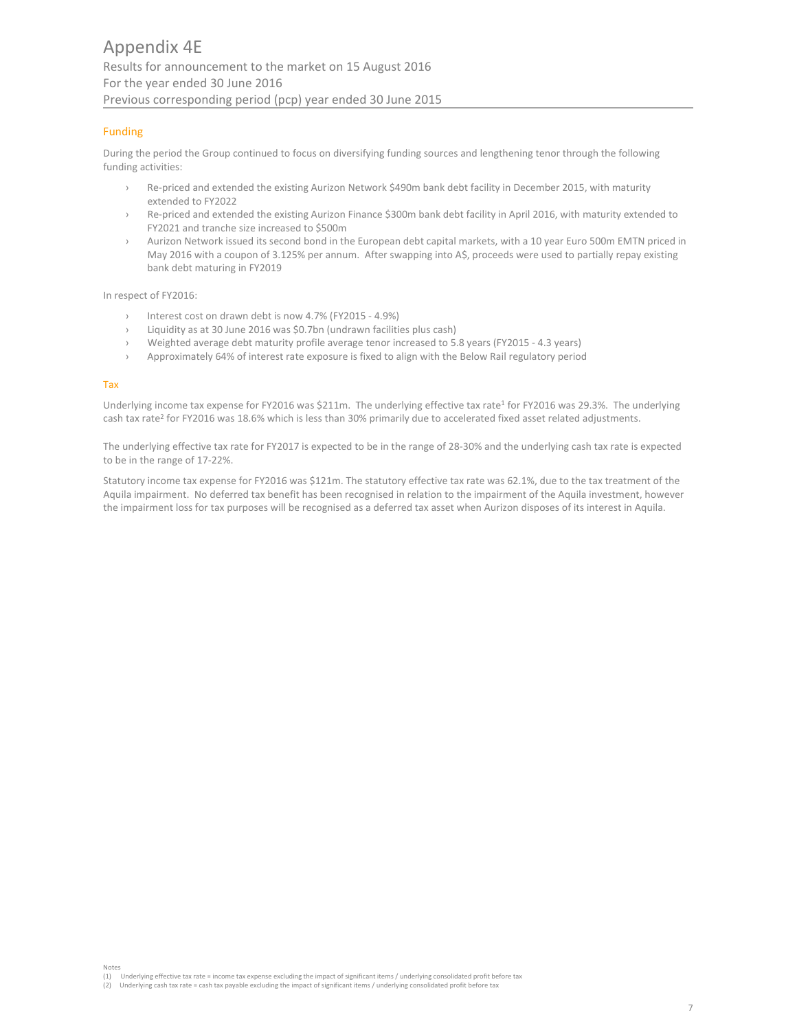## Funding

During the period the Group continued to focus on diversifying funding sources and lengthening tenor through the following funding activities:

- Re-priced and extended the existing Aurizon Network $490m bank debt facility in December 2015, with maturity extended to FY2022
- Re-priced and extended the existing Aurizon Finance $300m bank debt facility in April 2016, with maturity extended to FY2021 and tranche size increased to $500m
- Aurizon Network issued its second bond in the European debt capital markets, with a 10 year Euro 500m EMTN priced in May 2016 with a coupon of 3.125% per annum. After swapping into A$, proceeds were used to partially repay existing bank debt maturing in FY2019

In respect of FY2016:

- Interest cost on drawn debt is now 4.7% (FY2015 - 4.9%)
- Liquidity as at 30 June 2016 was $0.7bn (undrawn facilities plus cash)
- Weighted average debt maturity profile average tenor increased to 5.8 years (FY2015 - 4.3 years)
- Approximately 64% of interest rate exposure is fixed to align with the Below Rail regulatory period

## Tax

Underlying income tax expense for FY2016 was $211m. The underlying effective tax rate[1] for FY2016 was 29.3%. The underlying cash tax rate[2] for FY2016 was 18.6% which is less than 30% primarily due to accelerated fixed asset related adjustments.

The underlying effective tax rate for FY2017 is expected to be in the range of 28-30% and the underlying cash tax rate is expected to be in the range of 17-22%.

Statutory income tax expense for FY2016 was $121m. The statutory effective tax rate was 62.1%, due to the tax treatment of the Aquila impairment. No deferred tax benefit has been recognised in relation to the impairment of the Aquila investment, however the impairment loss for tax purposes will be recognised as a deferred tax asset when Aurizon disposes of its interest in Aquila.

Notes
(1) Underlying effective tax rate = income tax expense excluding the impact of significant items / underlying consolidated profit before tax
(2) Underlying cash tax rate = cash tax payable excluding the impact of significant items / underlying consolidated profit before tax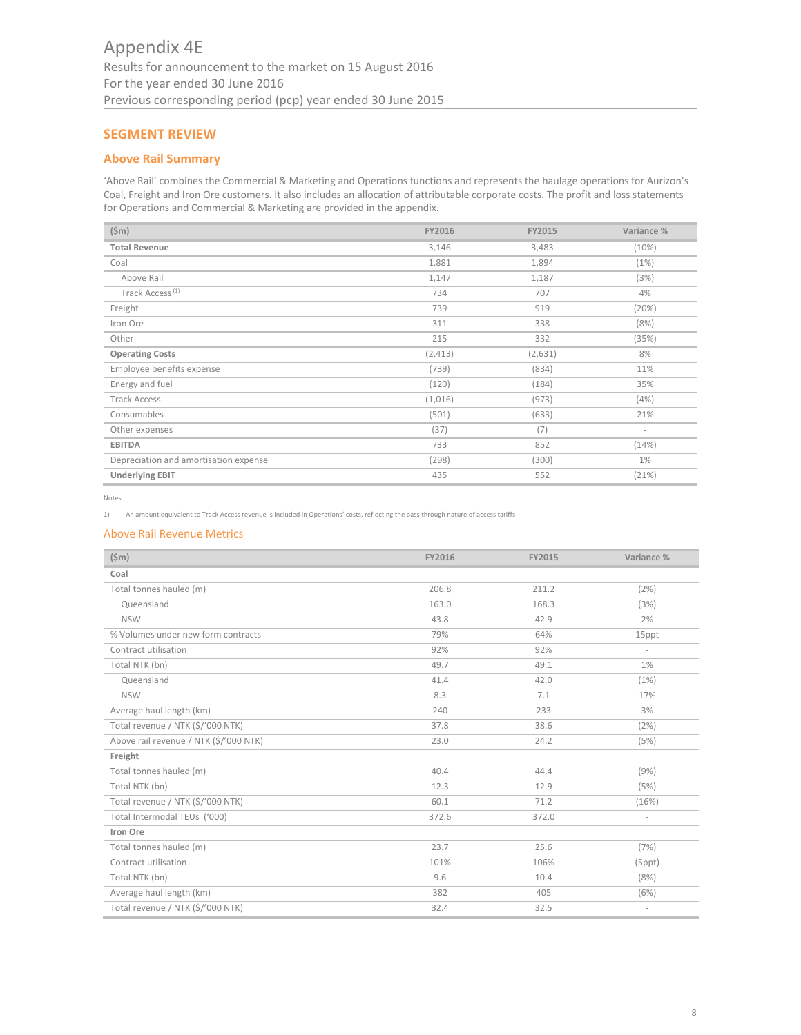# Appendix 4E

Results for announcement to the market on 15 August 2016
For the year ended 30 June 2016
Previous corresponding period (pcp) year ended 30 June 2015

## SEGMENT REVIEW

### Above Rail Summary

'Above Rail' combines the Commercial & Marketing and Operations functions and represents the haulage operations for Aurizon's Coal, Freight and Iron Ore customers. It also includes an allocation of attributable corporate costs. The profit and loss statements for Operations and Commercial & Marketing are provided in the appendix.

| ($m) | FY2016 | FY2015 | Variance % |
|---|---|---|---|
| **Total Revenue** | 3,146 | 3,483 | (10%) |
| Coal | 1,881 | 1,894 | (1%) |
| Above Rail | 1,147 | 1,187 | (3%) |
| Track Access [1] | 734 | 707 | 4% |
| Freight | 739 | 919 | (20%) |
| Iron Ore | 311 | 338 | (8%) |
| Other | 215 | 332 | (35%) |
| **Operating Costs** | (2,413) | (2,631) | 8% |
| Employee benefits expense | (739) | (834) | 11% |
| Energy and fuel | (120) | (184) | 35% |
| Track Access | (1,016) | (973) | (4%) |
| Consumables | (501) | (633) | 21% |
| Other expenses | (37) | (7) | - |
| **EBITDA** | 733 | 852 | (14%) |
| Depreciation and amortisation expense | (298) | (300) | 1% |
| **Underlying EBIT** | 435 | 552 | (21%) |

Notes

1) An amount equivalent to Track Access revenue is included in Operations' costs, reflecting the pass through nature of access tariffs

### Above Rail Revenue Metrics

| ($m) | FY2016 | FY2015 | Variance % |
|---|---|---|---|
| **Coal** | | | |
| Total tonnes hauled (m) | 206.8 | 211.2 | (2%) |
| Queensland | 163.0 | 168.3 | (3%) |
| NSW | 43.8 | 42.9 | 2% |
| % Volumes under new form contracts | 79% | 64% | 15ppt |
| Contract utilisation | 92% | 92% | - |
| Total NTK (bn) | 49.7 | 49.1 | 1% |
| Queensland | 41.4 | 42.0 | (1%) |
| NSW | 8.3 | 7.1 | 17% |
| Average haul length (km) | 240 | 233 | 3% |
| Total revenue / NTK ($/'000 NTK) | 37.8 | 38.6 | (2%) |
| Above rail revenue / NTK ($/'000 NTK) | 23.0 | 24.2 | (5%) |
| **Freight** | | | |
| Total tonnes hauled (m) | 40.4 | 44.4 | (9%) |
| Total NTK (bn) | 12.3 | 12.9 | (5%) |
| Total revenue / NTK ($/'000 NTK) | 60.1 | 71.2 | (16%) |
| Total Intermodal TEUs ('000) | 372.6 | 372.0 | - |
| **Iron Ore** | | | |
| Total tonnes hauled (m) | 23.7 | 25.6 | (7%) |
| Contract utilisation | 101% | 106% | (5ppt) |
| Total NTK (bn) | 9.6 | 10.4 | (8%) |
| Average haul length (km) | 382 | 405 | (6%) |
| Total revenue / NTK ($/'000 NTK) | 32.4 | 32.5 | - |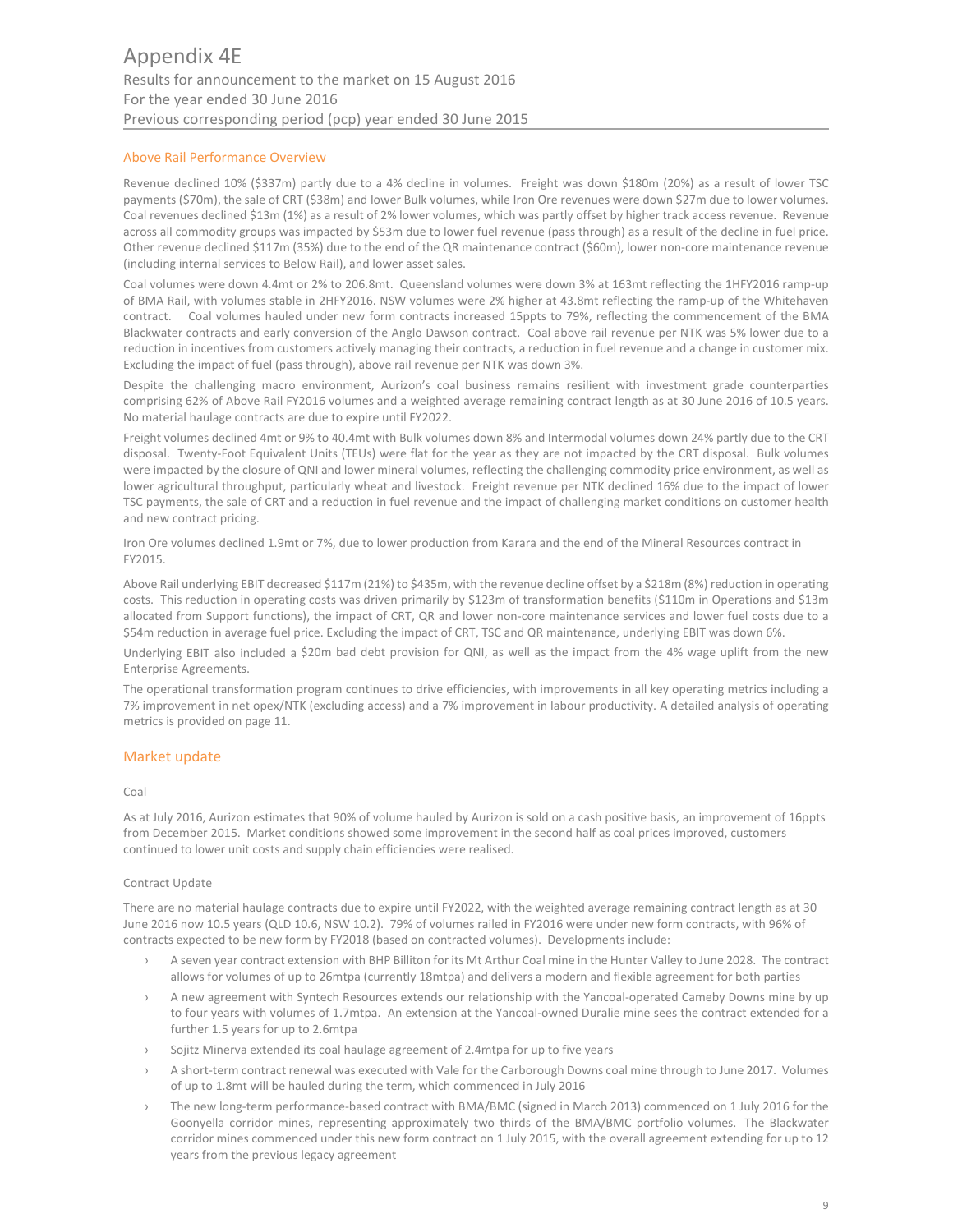## Above Rail Performance Overview

Revenue declined 10% ($337m) partly due to a 4% decline in volumes. Freight was down $180m (20%) as a result of lower TSC payments ($70m), the sale of CRT ($38m) and lower Bulk volumes, while Iron Ore revenues were down $27m due to lower volumes. Coal revenues declined $13m (1%) as a result of 2% lower volumes, which was partly offset by higher track access revenue. Revenue across all commodity groups was impacted by $53m due to lower fuel revenue (pass through) as a result of the decline in fuel price. Other revenue declined $117m (35%) due to the end of the QR maintenance contract ($60m), lower non-core maintenance revenue (including internal services to Below Rail), and lower asset sales.

Coal volumes were down 4.4mt or 2% to 206.8mt. Queensland volumes were down 3% at 163mt reflecting the 1HFY2016 ramp-up of BMA Rail, with volumes stable in 2HFY2016. NSW volumes were 2% higher at 43.8mt reflecting the ramp-up of the Whitehaven contract. Coal volumes hauled under new form contracts increased 15ppts to 79%, reflecting the commencement of the BMA Blackwater contracts and early conversion of the Anglo Dawson contract. Coal above rail revenue per NTK was 5% lower due to a reduction in incentives from customers actively managing their contracts, a reduction in fuel revenue and a change in customer mix. Excluding the impact of fuel (pass through), above rail revenue per NTK was down 3%.

Despite the challenging macro environment, Aurizon's coal business remains resilient with investment grade counterparties comprising 62% of Above Rail FY2016 volumes and a weighted average remaining contract length as at 30 June 2016 of 10.5 years. No material haulage contracts are due to expire until FY2022.

Freight volumes declined 4mt or 9% to 40.4mt with Bulk volumes down 8% and Intermodal volumes down 24% partly due to the CRT disposal. Twenty-Foot Equivalent Units (TEUs) were flat for the year as they are not impacted by the CRT disposal. Bulk volumes were impacted by the closure of QNI and lower mineral volumes, reflecting the challenging commodity price environment, as well as lower agricultural throughput, particularly wheat and livestock. Freight revenue per NTK declined 16% due to the impact of lower TSC payments, the sale of CRT and a reduction in fuel revenue and the impact of challenging market conditions on customer health and new contract pricing.

Iron Ore volumes declined 1.9mt or 7%, due to lower production from Karara and the end of the Mineral Resources contract in FY2015.

Above Rail underlying EBIT decreased $117m (21%) to $435m, with the revenue decline offset by a $218m (8%) reduction in operating costs. This reduction in operating costs was driven primarily by $123m of transformation benefits ($110m in Operations and $13m allocated from Support functions), the impact of CRT, QR and lower non-core maintenance services and lower fuel costs due to a $54m reduction in average fuel price. Excluding the impact of CRT, TSC and QR maintenance, underlying EBIT was down 6%.

Underlying EBIT also included a $20m bad debt provision for QNI, as well as the impact from the 4% wage uplift from the new Enterprise Agreements.

The operational transformation program continues to drive efficiencies, with improvements in all key operating metrics including a 7% improvement in net opex/NTK (excluding access) and a 7% improvement in labour productivity. A detailed analysis of operating metrics is provided on page 11.

## Market update

### Coal

As at July 2016, Aurizon estimates that 90% of volume hauled by Aurizon is sold on a cash positive basis, an improvement of 16ppts from December 2015. Market conditions showed some improvement in the second half as coal prices improved, customers continued to lower unit costs and supply chain efficiencies were realised.

### Contract Update

There are no material haulage contracts due to expire until FY2022, with the weighted average remaining contract length as at 30 June 2016 now 10.5 years (QLD 10.6, NSW 10.2). 79% of volumes railed in FY2016 were under new form contracts, with 96% of contracts expected to be new form by FY2018 (based on contracted volumes). Developments include:

- A seven year contract extension with BHP Billiton for its Mt Arthur Coal mine in the Hunter Valley to June 2028. The contract allows for volumes of up to 26mtpa (currently 18mtpa) and delivers a modern and flexible agreement for both parties
- A new agreement with Syntech Resources extends our relationship with the Yancoal-operated Cameby Downs mine by up to four years with volumes of 1.7mtpa. An extension at the Yancoal-owned Duralie mine sees the contract extended for a further 1.5 years for up to 2.6mtpa
- Sojitz Minerva extended its coal haulage agreement of 2.4mtpa for up to five years
- A short-term contract renewal was executed with Vale for the Carborough Downs coal mine through to June 2017. Volumes of up to 1.8mt will be hauled during the term, which commenced in July 2016
- The new long-term performance-based contract with BMA/BMC (signed in March 2013) commenced on 1 July 2016 for the Goonyella corridor mines, representing approximately two thirds of the BMA/BMC portfolio volumes. The Blackwater corridor mines commenced under this new form contract on 1 July 2015, with the overall agreement extending for up to 12 years from the previous legacy agreement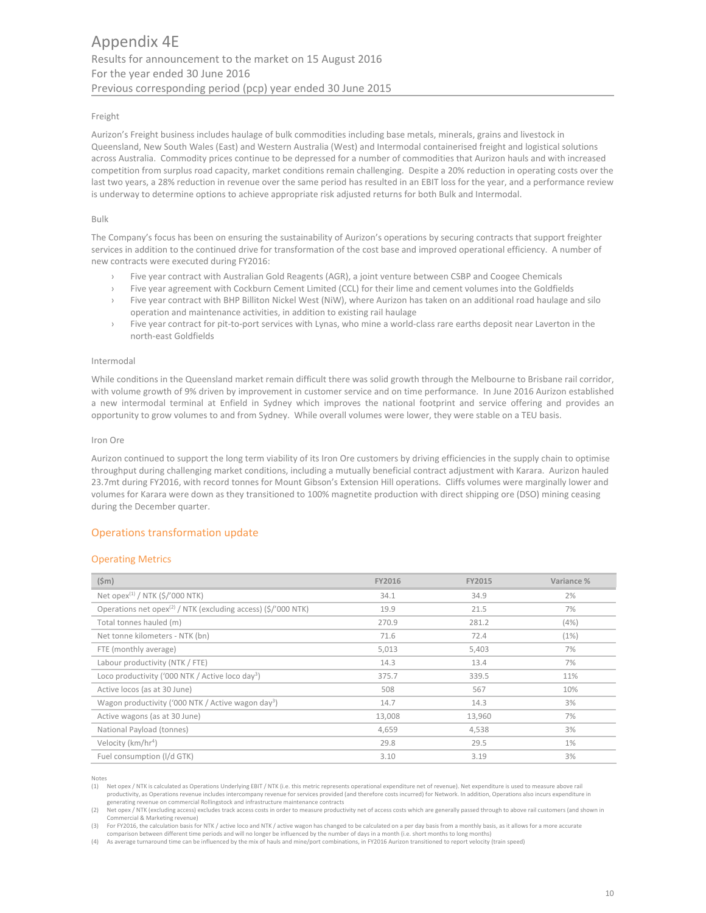# Appendix 4E

Results for announcement to the market on 15 August 2016
For the year ended 30 June 2016
Previous corresponding period (pcp) year ended 30 June 2015

### Freight

Aurizon's Freight business includes haulage of bulk commodities including base metals, minerals, grains and livestock in Queensland, New South Wales (East) and Western Australia (West) and Intermodal containerised freight and logistical solutions across Australia. Commodity prices continue to be depressed for a number of commodities that Aurizon hauls and with increased competition from surplus road capacity, market conditions remain challenging. Despite a 20% reduction in operating costs over the last two years, a 28% reduction in revenue over the same period has resulted in an EBIT loss for the year, and a performance review is underway to determine options to achieve appropriate risk adjusted returns for both Bulk and Intermodal.

### Bulk

The Company's focus has been on ensuring the sustainability of Aurizon's operations by securing contracts that support freighter services in addition to the continued drive for transformation of the cost base and improved operational efficiency. A number of new contracts were executed during FY2016:

- Five year contract with Australian Gold Reagents (AGR), a joint venture between CSBP and Coogee Chemicals
- Five year agreement with Cockburn Cement Limited (CCL) for their lime and cement volumes into the Goldfields
- Five year contract with BHP Billiton Nickel West (NiW), where Aurizon has taken on an additional road haulage and silo operation and maintenance activities, in addition to existing rail haulage
- Five year contract for pit-to-port services with Lynas, who mine a world-class rare earths deposit near Laverton in the north-east Goldfields

### Intermodal

While conditions in the Queensland market remain difficult there was solid growth through the Melbourne to Brisbane rail corridor, with volume growth of 9% driven by improvement in customer service and on time performance. In June 2016 Aurizon established a new intermodal terminal at Enfield in Sydney which improves the national footprint and service offering and provides an opportunity to grow volumes to and from Sydney. While overall volumes were lower, they were stable on a TEU basis.

### Iron Ore

Aurizon continued to support the long term viability of its Iron Ore customers by driving efficiencies in the supply chain to optimise throughput during challenging market conditions, including a mutually beneficial contract adjustment with Karara. Aurizon hauled 23.7mt during FY2016, with record tonnes for Mount Gibson's Extension Hill operations. Cliffs volumes were marginally lower and volumes for Karara were down as they transitioned to 100% magnetite production with direct shipping ore (DSO) mining ceasing during the December quarter.

## Operations transformation update

### Operating Metrics

| ($m) | FY2016 | FY2015 | Variance % |
|---|---|---|---|
| Net opex[1] / NTK ($/'000 NTK) | 34.1 | 34.9 | 2% |
| Operations net opex[2] / NTK (excluding access) ($/'000 NTK) | 19.9 | 21.5 | 7% |
| Total tonnes hauled (m) | 270.9 | 281.2 | (4%) |
| Net tonne kilometers - NTK (bn) | 71.6 | 72.4 | (1%) |
| FTE (monthly average) | 5,013 | 5,403 | 7% |
| Labour productivity (NTK / FTE) | 14.3 | 13.4 | 7% |
| Loco productivity ('000 NTK / Active loco day[3]) | 375.7 | 339.5 | 11% |
| Active locos (as at 30 June) | 508 | 567 | 10% |
| Wagon productivity ('000 NTK / Active wagon day[3]) | 14.7 | 14.3 | 3% |
| Active wagons (as at 30 June) | 13,008 | 13,960 | 7% |
| National Payload (tonnes) | 4,659 | 4,538 | 3% |
| Velocity (km/hr[4]) | 29.8 | 29.5 | 1% |
| Fuel consumption (l/d GTK) | 3.10 | 3.19 | 3% |

Notes

(1) Net opex / NTK is calculated as Operations Underlying EBIT / NTK (i.e. this metric represents operational expenditure net of revenue). Net expenditure is used to measure above rail productivity, as Operations revenue includes intercompany revenue for services provided (and therefore costs incurred) for Network. In addition, Operations also incurs expenditure in generating revenue on commercial Rollingstock and infrastructure maintenance contracts

(2) Net opex / NTK (excluding access) excludes track access costs in order to measure productivity net of access costs which are generally passed through to above rail customers (and shown in Commercial & Marketing revenue)

(3) For FY2016, the calculation basis for NTK / active loco and NTK / active wagon has changed to be calculated on a per day basis from a monthly basis, as it allows for a more accurate comparison between different time periods and will no longer be influenced by the number of days in a month (i.e. short months to long months)

(4) As average turnaround time can be influenced by the mix of hauls and mine/port combinations, in FY2016 Aurizon transitioned to report velocity (train speed)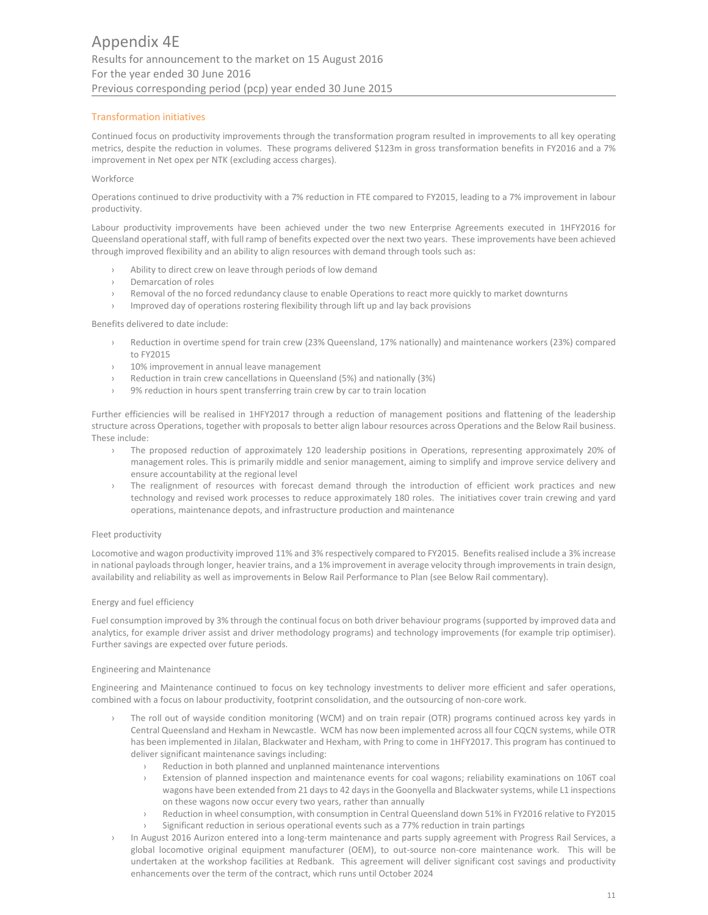## Transformation initiatives

Continued focus on productivity improvements through the transformation program resulted in improvements to all key operating metrics, despite the reduction in volumes. These programs delivered $123m in gross transformation benefits in FY2016 and a 7% improvement in Net opex per NTK (excluding access charges).

### Workforce

Operations continued to drive productivity with a 7% reduction in FTE compared to FY2015, leading to a 7% improvement in labour productivity.

Labour productivity improvements have been achieved under the two new Enterprise Agreements executed in 1HFY2016 for Queensland operational staff, with full ramp of benefits expected over the next two years. These improvements have been achieved through improved flexibility and an ability to align resources with demand through tools such as:

- Ability to direct crew on leave through periods of low demand
- Demarcation of roles
- Removal of the no forced redundancy clause to enable Operations to react more quickly to market downturns
- Improved day of operations rostering flexibility through lift up and lay back provisions

Benefits delivered to date include:

- Reduction in overtime spend for train crew (23% Queensland, 17% nationally) and maintenance workers (23%) compared to FY2015
- 10% improvement in annual leave management
- Reduction in train crew cancellations in Queensland (5%) and nationally (3%)
- 9% reduction in hours spent transferring train crew by car to train location

Further efficiencies will be realised in 1HFY2017 through a reduction of management positions and flattening of the leadership structure across Operations, together with proposals to better align labour resources across Operations and the Below Rail business. These include:

- The proposed reduction of approximately 120 leadership positions in Operations, representing approximately 20% of management roles. This is primarily middle and senior management, aiming to simplify and improve service delivery and ensure accountability at the regional level
- The realignment of resources with forecast demand through the introduction of efficient work practices and new technology and revised work processes to reduce approximately 180 roles. The initiatives cover train crewing and yard operations, maintenance depots, and infrastructure production and maintenance

### Fleet productivity

Locomotive and wagon productivity improved 11% and 3% respectively compared to FY2015. Benefits realised include a 3% increase in national payloads through longer, heavier trains, and a 1% improvement in average velocity through improvements in train design, availability and reliability as well as improvements in Below Rail Performance to Plan (see Below Rail commentary).

### Energy and fuel efficiency

Fuel consumption improved by 3% through the continual focus on both driver behaviour programs (supported by improved data and analytics, for example driver assist and driver methodology programs) and technology improvements (for example trip optimiser). Further savings are expected over future periods.

### Engineering and Maintenance

Engineering and Maintenance continued to focus on key technology investments to deliver more efficient and safer operations, combined with a focus on labour productivity, footprint consolidation, and the outsourcing of non-core work.

- The roll out of wayside condition monitoring (WCM) and on train repair (OTR) programs continued across key yards in Central Queensland and Hexham in Newcastle. WCM has now been implemented across all four CQCN systems, while OTR has been implemented in Jilalan, Blackwater and Hexham, with Pring to come in 1HFY2017. This program has continued to deliver significant maintenance savings including:
  - Reduction in both planned and unplanned maintenance interventions
  - Extension of planned inspection and maintenance events for coal wagons; reliability examinations on 106T coal wagons have been extended from 21 days to 42 days in the Goonyella and Blackwater systems, while L1 inspections on these wagons now occur every two years, rather than annually
  - Reduction in wheel consumption, with consumption in Central Queensland down 51% in FY2016 relative to FY2015
  - Significant reduction in serious operational events such as a 77% reduction in train partings
- In August 2016 Aurizon entered into a long-term maintenance and parts supply agreement with Progress Rail Services, a global locomotive original equipment manufacturer (OEM), to out-source non-core maintenance work. This will be undertaken at the workshop facilities at Redbank. This agreement will deliver significant cost savings and productivity enhancements over the term of the contract, which runs until October 2024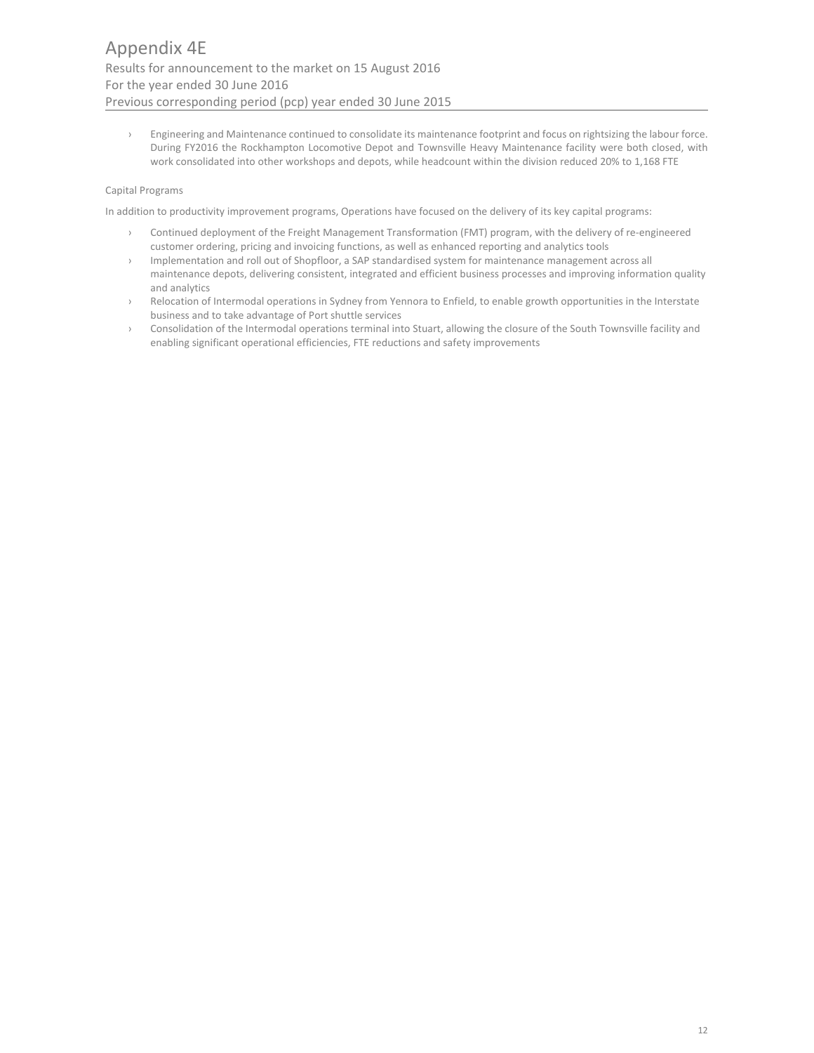- Engineering and Maintenance continued to consolidate its maintenance footprint and focus on rightsizing the labour force. During FY2016 the Rockhampton Locomotive Depot and Townsville Heavy Maintenance facility were both closed, with work consolidated into other workshops and depots, while headcount within the division reduced 20% to 1,168 FTE

Capital Programs

In addition to productivity improvement programs, Operations have focused on the delivery of its key capital programs:

- Continued deployment of the Freight Management Transformation (FMT) program, with the delivery of re-engineered customer ordering, pricing and invoicing functions, as well as enhanced reporting and analytics tools
- Implementation and roll out of Shopfloor, a SAP standardised system for maintenance management across all maintenance depots, delivering consistent, integrated and efficient business processes and improving information quality and analytics
- Relocation of Intermodal operations in Sydney from Yennora to Enfield, to enable growth opportunities in the Interstate business and to take advantage of Port shuttle services
- Consolidation of the Intermodal operations terminal into Stuart, allowing the closure of the South Townsville facility and enabling significant operational efficiencies, FTE reductions and safety improvements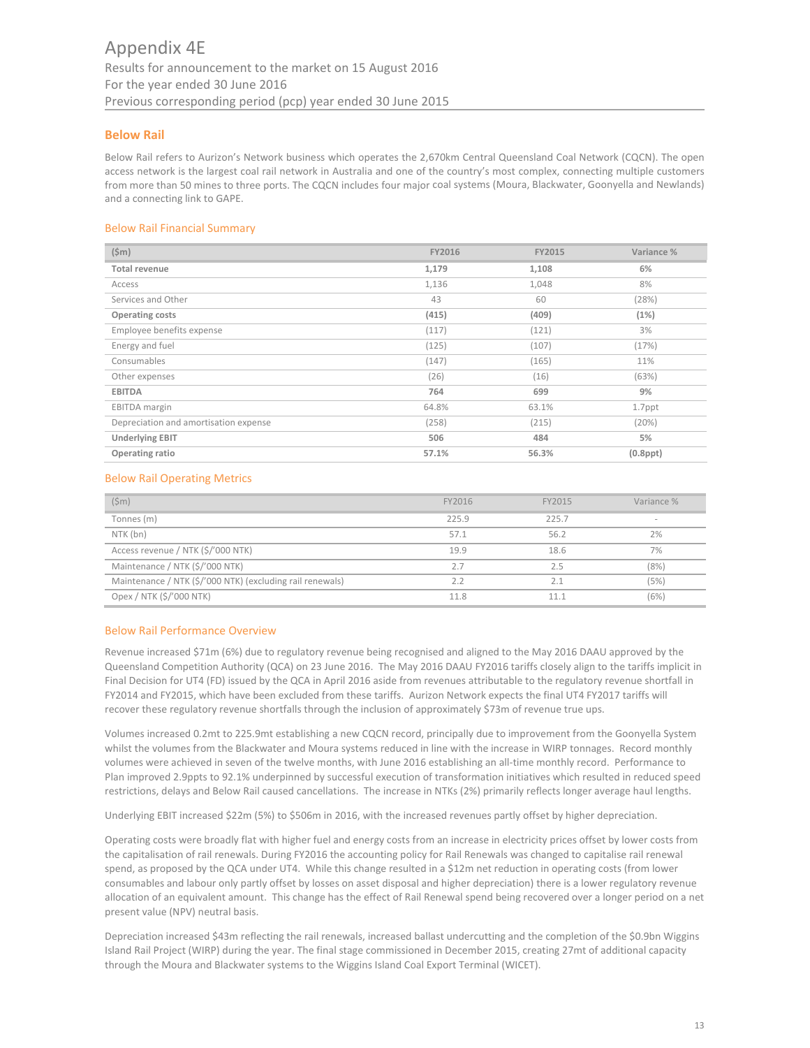# Appendix 4E

Results for announcement to the market on 15 August 2016
For the year ended 30 June 2016
Previous corresponding period (pcp) year ended 30 June 2015

## Below Rail

Below Rail refers to Aurizon's Network business which operates the 2,670km Central Queensland Coal Network (CQCN). The open access network is the largest coal rail network in Australia and one of the country's most complex, connecting multiple customers from more than 50 mines to three ports. The CQCN includes four major coal systems (Moura, Blackwater, Goonyella and Newlands) and a connecting link to GAPE.

### Below Rail Financial Summary

| ($m) | FY2016 | FY2015 | Variance % |
|---|---|---|---|
| **Total revenue** | **1,179** | **1,108** | **6%** |
| Access | 1,136 | 1,048 | 8% |
| Services and Other | 43 | 60 | (28%) |
| **Operating costs** | **(415)** | **(409)** | **(1%)** |
| Employee benefits expense | (117) | (121) | 3% |
| Energy and fuel | (125) | (107) | (17%) |
| Consumables | (147) | (165) | 11% |
| Other expenses | (26) | (16) | (63%) |
| **EBITDA** | **764** | **699** | **9%** |
| EBITDA margin | 64.8% | 63.1% | 1.7ppt |
| Depreciation and amortisation expense | (258) | (215) | (20%) |
| **Underlying EBIT** | **506** | **484** | **5%** |
| **Operating ratio** | **57.1%** | **56.3%** | **(0.8ppt)** |

### Below Rail Operating Metrics

| ($m) | FY2016 | FY2015 | Variance % |
|---|---|---|---|
| Tonnes (m) | 225.9 | 225.7 | - |
| NTK (bn) | 57.1 | 56.2 | 2% |
| Access revenue / NTK ($/'000 NTK) | 19.9 | 18.6 | 7% |
| Maintenance / NTK ($/'000 NTK) | 2.7 | 2.5 | (8%) |
| Maintenance / NTK ($/'000 NTK) (excluding rail renewals) | 2.2 | 2.1 | (5%) |
| Opex / NTK ($/'000 NTK) | 11.8 | 11.1 | (6%) |

### Below Rail Performance Overview

Revenue increased $71m (6%) due to regulatory revenue being recognised and aligned to the May 2016 DAAU approved by the Queensland Competition Authority (QCA) on 23 June 2016. The May 2016 DAAU FY2016 tariffs closely align to the tariffs implicit in Final Decision for UT4 (FD) issued by the QCA in April 2016 aside from revenues attributable to the regulatory revenue shortfall in FY2014 and FY2015, which have been excluded from these tariffs. Aurizon Network expects the final UT4 FY2017 tariffs will recover these regulatory revenue shortfalls through the inclusion of approximately $73m of revenue true ups.

Volumes increased 0.2mt to 225.9mt establishing a new CQCN record, principally due to improvement from the Goonyella System whilst the volumes from the Blackwater and Moura systems reduced in line with the increase in WIRP tonnages. Record monthly volumes were achieved in seven of the twelve months, with June 2016 establishing an all-time monthly record. Performance to Plan improved 2.9ppts to 92.1% underpinned by successful execution of transformation initiatives which resulted in reduced speed restrictions, delays and Below Rail caused cancellations. The increase in NTKs (2%) primarily reflects longer average haul lengths.

Underlying EBIT increased $22m (5%) to $506m in 2016, with the increased revenues partly offset by higher depreciation.

Operating costs were broadly flat with higher fuel and energy costs from an increase in electricity prices offset by lower costs from the capitalisation of rail renewals. During FY2016 the accounting policy for Rail Renewals was changed to capitalise rail renewal spend, as proposed by the QCA under UT4. While this change resulted in a $12m net reduction in operating costs (from lower consumables and labour only partly offset by losses on asset disposal and higher depreciation) there is a lower regulatory revenue allocation of an equivalent amount. This change has the effect of Rail Renewal spend being recovered over a longer period on a net present value (NPV) neutral basis.

Depreciation increased $43m reflecting the rail renewals, increased ballast undercutting and the completion of the $0.9bn Wiggins Island Rail Project (WIRP) during the year. The final stage commissioned in December 2015, creating 27mt of additional capacity through the Moura and Blackwater systems to the Wiggins Island Coal Export Terminal (WICET).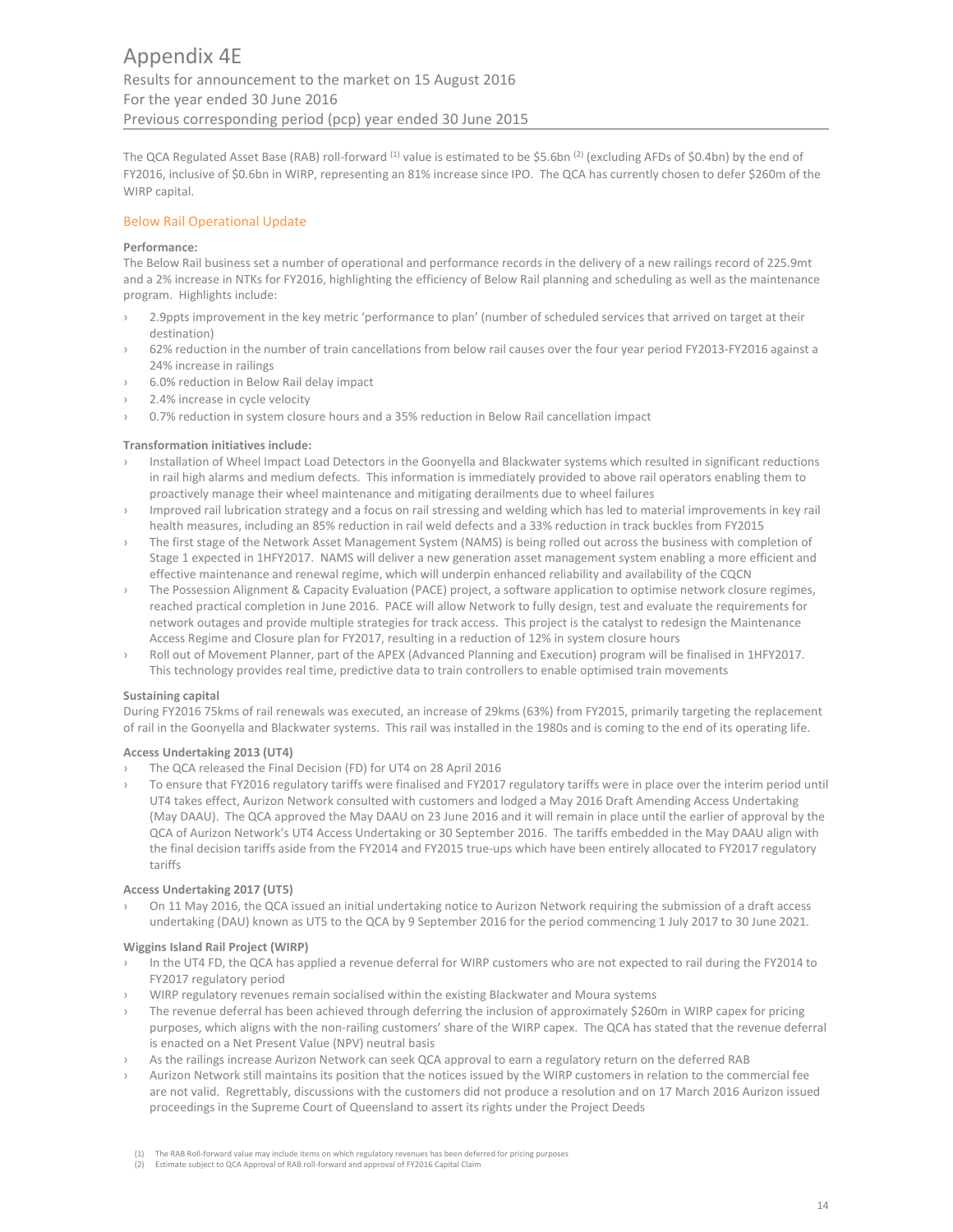The QCA Regulated Asset Base (RAB) roll-forward [1] value is estimated to be \$5.6bn [2] (excluding AFDs of \$0.4bn) by the end of FY2016, inclusive of \$0.6bn in WIRP, representing an 81% increase since IPO. The QCA has currently chosen to defer \$260m of the WIRP capital.

## Below Rail Operational Update

**Performance:**

The Below Rail business set a number of operational and performance records in the delivery of a new railings record of 225.9mt and a 2% increase in NTKs for FY2016, highlighting the efficiency of Below Rail planning and scheduling as well as the maintenance program. Highlights include:

- 2.9ppts improvement in the key metric 'performance to plan' (number of scheduled services that arrived on target at their destination)
- 62% reduction in the number of train cancellations from below rail causes over the four year period FY2013-FY2016 against a 24% increase in railings
- 6.0% reduction in Below Rail delay impact
- 2.4% increase in cycle velocity
- 0.7% reduction in system closure hours and a 35% reduction in Below Rail cancellation impact

**Transformation initiatives include:**

- Installation of Wheel Impact Load Detectors in the Goonyella and Blackwater systems which resulted in significant reductions in rail high alarms and medium defects. This information is immediately provided to above rail operators enabling them to proactively manage their wheel maintenance and mitigating derailments due to wheel failures
- Improved rail lubrication strategy and a focus on rail stressing and welding which has led to material improvements in key rail health measures, including an 85% reduction in rail weld defects and a 33% reduction in track buckles from FY2015
- The first stage of the Network Asset Management System (NAMS) is being rolled out across the business with completion of Stage 1 expected in 1HFY2017. NAMS will deliver a new generation asset management system enabling a more efficient and effective maintenance and renewal regime, which will underpin enhanced reliability and availability of the CQCN
- The Possession Alignment & Capacity Evaluation (PACE) project, a software application to optimise network closure regimes, reached practical completion in June 2016. PACE will allow Network to fully design, test and evaluate the requirements for network outages and provide multiple strategies for track access. This project is the catalyst to redesign the Maintenance Access Regime and Closure plan for FY2017, resulting in a reduction of 12% in system closure hours
- Roll out of Movement Planner, part of the APEX (Advanced Planning and Execution) program will be finalised in 1HFY2017. This technology provides real time, predictive data to train controllers to enable optimised train movements

**Sustaining capital**

During FY2016 75kms of rail renewals was executed, an increase of 29kms (63%) from FY2015, primarily targeting the replacement of rail in the Goonyella and Blackwater systems. This rail was installed in the 1980s and is coming to the end of its operating life.

**Access Undertaking 2013 (UT4)**

- The QCA released the Final Decision (FD) for UT4 on 28 April 2016
- To ensure that FY2016 regulatory tariffs were finalised and FY2017 regulatory tariffs were in place over the interim period until UT4 takes effect, Aurizon Network consulted with customers and lodged a May 2016 Draft Amending Access Undertaking (May DAAU). The QCA approved the May DAAU on 23 June 2016 and it will remain in place until the earlier of approval by the QCA of Aurizon Network's UT4 Access Undertaking or 30 September 2016. The tariffs embedded in the May DAAU align with the final decision tariffs aside from the FY2014 and FY2015 true-ups which have been entirely allocated to FY2017 regulatory tariffs

**Access Undertaking 2017 (UT5)**

- On 11 May 2016, the QCA issued an initial undertaking notice to Aurizon Network requiring the submission of a draft access undertaking (DAU) known as UT5 to the QCA by 9 September 2016 for the period commencing 1 July 2017 to 30 June 2021.

**Wiggins Island Rail Project (WIRP)**

- In the UT4 FD, the QCA has applied a revenue deferral for WIRP customers who are not expected to rail during the FY2014 to FY2017 regulatory period
- WIRP regulatory revenues remain socialised within the existing Blackwater and Moura systems
- The revenue deferral has been achieved through deferring the inclusion of approximately \$260m in WIRP capex for pricing purposes, which aligns with the non-railing customers' share of the WIRP capex. The QCA has stated that the revenue deferral is enacted on a Net Present Value (NPV) neutral basis
- As the railings increase Aurizon Network can seek QCA approval to earn a regulatory return on the deferred RAB
- Aurizon Network still maintains its position that the notices issued by the WIRP customers in relation to the commercial fee are not valid. Regrettably, discussions with the customers did not produce a resolution and on 17 March 2016 Aurizon issued proceedings in the Supreme Court of Queensland to assert its rights under the Project Deeds

(1) The RAB Roll-forward value may include items on which regulatory revenues has been deferred for pricing purposes

(2) Estimate subject to QCA Approval of RAB roll-forward and approval of FY2016 Capital Claim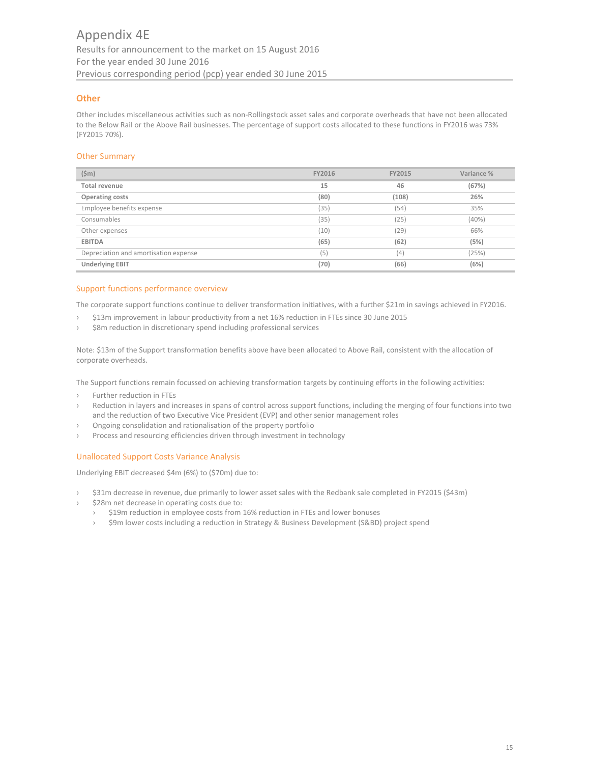# Appendix 4E

Results for announcement to the market on 15 August 2016
For the year ended 30 June 2016
Previous corresponding period (pcp) year ended 30 June 2015

## Other

Other includes miscellaneous activities such as non-Rollingstock asset sales and corporate overheads that have not been allocated to the Below Rail or the Above Rail businesses. The percentage of support costs allocated to these functions in FY2016 was 73% (FY2015 70%).

### Other Summary

| ($m) | FY2016 | FY2015 | Variance % |
|---|---|---|---|
| **Total revenue** | **15** | **46** | **(67%)** |
| **Operating costs** | **(80)** | **(108)** | **26%** |
| Employee benefits expense | (35) | (54) | 35% |
| Consumables | (35) | (25) | (40%) |
| Other expenses | (10) | (29) | 66% |
| **EBITDA** | **(65)** | **(62)** | **(5%)** |
| Depreciation and amortisation expense | (5) | (4) | (25%) |
| **Underlying EBIT** | **(70)** | **(66)** | **(6%)** |

### Support functions performance overview

The corporate support functions continue to deliver transformation initiatives, with a further $21m in savings achieved in FY2016.

- $13m improvement in labour productivity from a net 16% reduction in FTEs since 30 June 2015
- $8m reduction in discretionary spend including professional services

Note: $13m of the Support transformation benefits above have been allocated to Above Rail, consistent with the allocation of corporate overheads.

The Support functions remain focussed on achieving transformation targets by continuing efforts in the following activities:

- Further reduction in FTEs
- Reduction in layers and increases in spans of control across support functions, including the merging of four functions into two and the reduction of two Executive Vice President (EVP) and other senior management roles
- Ongoing consolidation and rationalisation of the property portfolio
- Process and resourcing efficiencies driven through investment in technology

### Unallocated Support Costs Variance Analysis

Underlying EBIT decreased $4m (6%) to ($70m) due to:

- $31m decrease in revenue, due primarily to lower asset sales with the Redbank sale completed in FY2015 ($43m)
- $28m net decrease in operating costs due to:
  - $19m reduction in employee costs from 16% reduction in FTEs and lower bonuses
  - $9m lower costs including a reduction in Strategy & Business Development (S&BD) project spend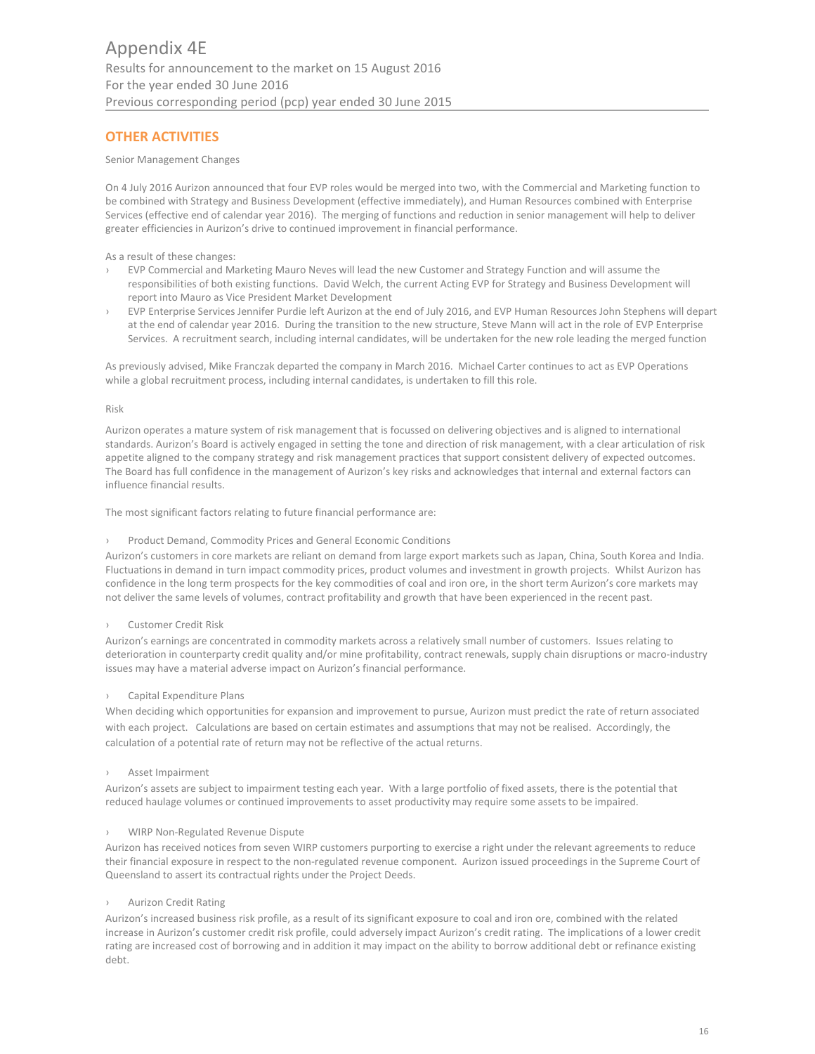## OTHER ACTIVITIES

Senior Management Changes

On 4 July 2016 Aurizon announced that four EVP roles would be merged into two, with the Commercial and Marketing function to be combined with Strategy and Business Development (effective immediately), and Human Resources combined with Enterprise Services (effective end of calendar year 2016). The merging of functions and reduction in senior management will help to deliver greater efficiencies in Aurizon's drive to continued improvement in financial performance.

As a result of these changes:

- EVP Commercial and Marketing Mauro Neves will lead the new Customer and Strategy Function and will assume the responsibilities of both existing functions. David Welch, the current Acting EVP for Strategy and Business Development will report into Mauro as Vice President Market Development
- EVP Enterprise Services Jennifer Purdie left Aurizon at the end of July 2016, and EVP Human Resources John Stephens will depart at the end of calendar year 2016. During the transition to the new structure, Steve Mann will act in the role of EVP Enterprise Services. A recruitment search, including internal candidates, will be undertaken for the new role leading the merged function

As previously advised, Mike Franczak departed the company in March 2016. Michael Carter continues to act as EVP Operations while a global recruitment process, including internal candidates, is undertaken to fill this role.

Risk

Aurizon operates a mature system of risk management that is focussed on delivering objectives and is aligned to international standards. Aurizon's Board is actively engaged in setting the tone and direction of risk management, with a clear articulation of risk appetite aligned to the company strategy and risk management practices that support consistent delivery of expected outcomes. The Board has full confidence in the management of Aurizon's key risks and acknowledges that internal and external factors can influence financial results.

The most significant factors relating to future financial performance are:

- Product Demand, Commodity Prices and General Economic Conditions

Aurizon's customers in core markets are reliant on demand from large export markets such as Japan, China, South Korea and India. Fluctuations in demand in turn impact commodity prices, product volumes and investment in growth projects. Whilst Aurizon has confidence in the long term prospects for the key commodities of coal and iron ore, in the short term Aurizon's core markets may not deliver the same levels of volumes, contract profitability and growth that have been experienced in the recent past.

- Customer Credit Risk

Aurizon's earnings are concentrated in commodity markets across a relatively small number of customers. Issues relating to deterioration in counterparty credit quality and/or mine profitability, contract renewals, supply chain disruptions or macro-industry issues may have a material adverse impact on Aurizon's financial performance.

- Capital Expenditure Plans

When deciding which opportunities for expansion and improvement to pursue, Aurizon must predict the rate of return associated with each project. Calculations are based on certain estimates and assumptions that may not be realised. Accordingly, the calculation of a potential rate of return may not be reflective of the actual returns.

- Asset Impairment

Aurizon's assets are subject to impairment testing each year. With a large portfolio of fixed assets, there is the potential that reduced haulage volumes or continued improvements to asset productivity may require some assets to be impaired.

- WIRP Non-Regulated Revenue Dispute

Aurizon has received notices from seven WIRP customers purporting to exercise a right under the relevant agreements to reduce their financial exposure in respect to the non-regulated revenue component. Aurizon issued proceedings in the Supreme Court of Queensland to assert its contractual rights under the Project Deeds.

- Aurizon Credit Rating

Aurizon's increased business risk profile, as a result of its significant exposure to coal and iron ore, combined with the related increase in Aurizon's customer credit risk profile, could adversely impact Aurizon's credit rating. The implications of a lower credit rating are increased cost of borrowing and in addition it may impact on the ability to borrow additional debt or refinance existing debt.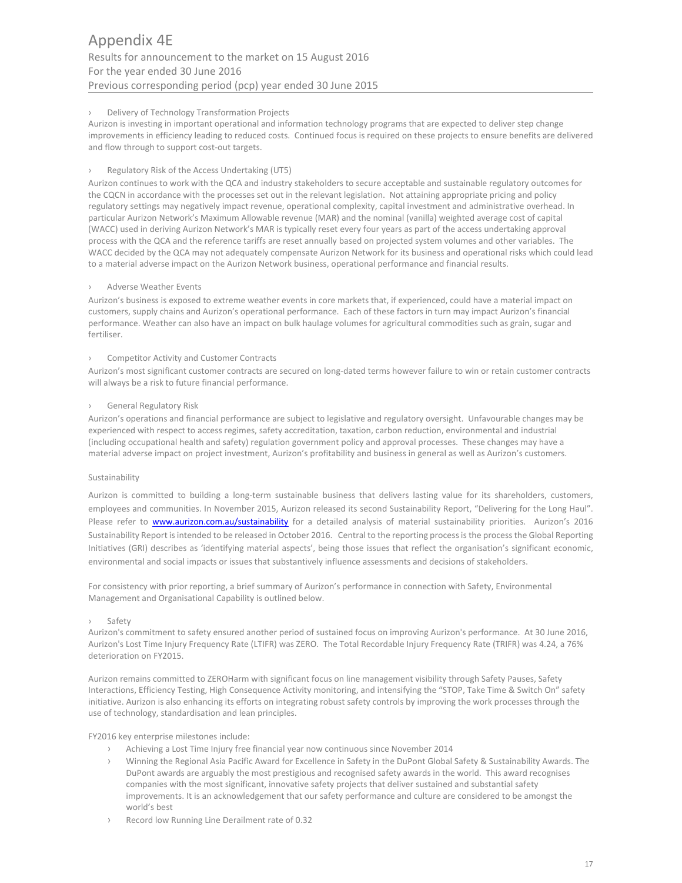› Delivery of Technology Transformation Projects

Aurizon is investing in important operational and information technology programs that are expected to deliver step change improvements in efficiency leading to reduced costs. Continued focus is required on these projects to ensure benefits are delivered and flow through to support cost-out targets.

› Regulatory Risk of the Access Undertaking (UT5)

Aurizon continues to work with the QCA and industry stakeholders to secure acceptable and sustainable regulatory outcomes for the CQCN in accordance with the processes set out in the relevant legislation. Not attaining appropriate pricing and policy regulatory settings may negatively impact revenue, operational complexity, capital investment and administrative overhead. In particular Aurizon Network's Maximum Allowable revenue (MAR) and the nominal (vanilla) weighted average cost of capital (WACC) used in deriving Aurizon Network's MAR is typically reset every four years as part of the access undertaking approval process with the QCA and the reference tariffs are reset annually based on projected system volumes and other variables. The WACC decided by the QCA may not adequately compensate Aurizon Network for its business and operational risks which could lead to a material adverse impact on the Aurizon Network business, operational performance and financial results.

› Adverse Weather Events

Aurizon's business is exposed to extreme weather events in core markets that, if experienced, could have a material impact on customers, supply chains and Aurizon's operational performance. Each of these factors in turn may impact Aurizon's financial performance. Weather can also have an impact on bulk haulage volumes for agricultural commodities such as grain, sugar and fertiliser.

› Competitor Activity and Customer Contracts

Aurizon's most significant customer contracts are secured on long-dated terms however failure to win or retain customer contracts will always be a risk to future financial performance.

› General Regulatory Risk

Aurizon's operations and financial performance are subject to legislative and regulatory oversight. Unfavourable changes may be experienced with respect to access regimes, safety accreditation, taxation, carbon reduction, environmental and industrial (including occupational health and safety) regulation government policy and approval processes. These changes may have a material adverse impact on project investment, Aurizon's profitability and business in general as well as Aurizon's customers.

Sustainability

Aurizon is committed to building a long-term sustainable business that delivers lasting value for its shareholders, customers, employees and communities. In November 2015, Aurizon released its second Sustainability Report, "Delivering for the Long Haul". Please refer to [www.aurizon.com.au/sustainability](www.aurizon.com.au/sustainability) for a detailed analysis of material sustainability priorities. Aurizon's 2016 Sustainability Report is intended to be released in October 2016. Central to the reporting process is the process the Global Reporting Initiatives (GRI) describes as 'identifying material aspects', being those issues that reflect the organisation's significant economic, environmental and social impacts or issues that substantively influence assessments and decisions of stakeholders.

For consistency with prior reporting, a brief summary of Aurizon's performance in connection with Safety, Environmental Management and Organisational Capability is outlined below.

› Safety

Aurizon's commitment to safety ensured another period of sustained focus on improving Aurizon's performance. At 30 June 2016, Aurizon's Lost Time Injury Frequency Rate (LTIFR) was ZERO. The Total Recordable Injury Frequency Rate (TRIFR) was 4.24, a 76% deterioration on FY2015.

Aurizon remains committed to ZEROHarm with significant focus on line management visibility through Safety Pauses, Safety Interactions, Efficiency Testing, High Consequence Activity monitoring, and intensifying the "STOP, Take Time & Switch On" safety initiative. Aurizon is also enhancing its efforts on integrating robust safety controls by improving the work processes through the use of technology, standardisation and lean principles.

FY2016 key enterprise milestones include:

- Achieving a Lost Time Injury free financial year now continuous since November 2014
- Winning the Regional Asia Pacific Award for Excellence in Safety in the DuPont Global Safety & Sustainability Awards. The DuPont awards are arguably the most prestigious and recognised safety awards in the world. This award recognises companies with the most significant, innovative safety projects that deliver sustained and substantial safety improvements. It is an acknowledgement that our safety performance and culture are considered to be amongst the world's best
- Record low Running Line Derailment rate of 0.32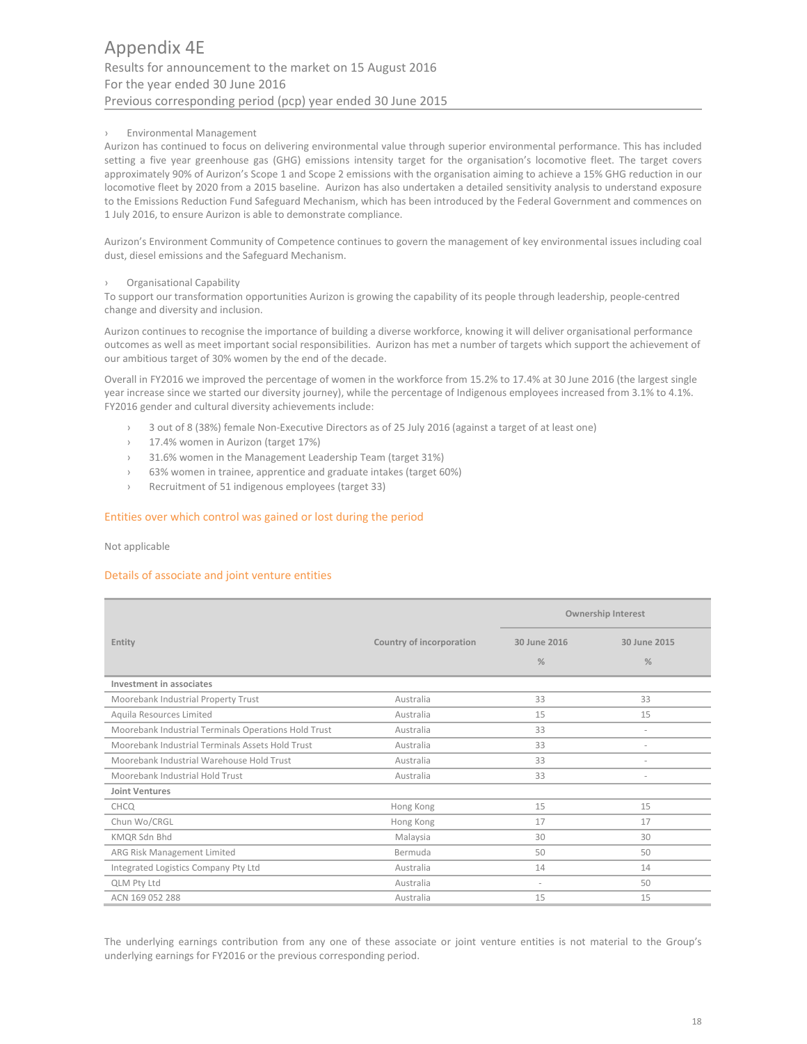› Environmental Management

Aurizon has continued to focus on delivering environmental value through superior environmental performance. This has included setting a five year greenhouse gas (GHG) emissions intensity target for the organisation's locomotive fleet. The target covers approximately 90% of Aurizon's Scope 1 and Scope 2 emissions with the organisation aiming to achieve a 15% GHG reduction in our locomotive fleet by 2020 from a 2015 baseline. Aurizon has also undertaken a detailed sensitivity analysis to understand exposure to the Emissions Reduction Fund Safeguard Mechanism, which has been introduced by the Federal Government and commences on 1 July 2016, to ensure Aurizon is able to demonstrate compliance.

Aurizon's Environment Community of Competence continues to govern the management of key environmental issues including coal dust, diesel emissions and the Safeguard Mechanism.

› Organisational Capability

To support our transformation opportunities Aurizon is growing the capability of its people through leadership, people-centred change and diversity and inclusion.

Aurizon continues to recognise the importance of building a diverse workforce, knowing it will deliver organisational performance outcomes as well as meet important social responsibilities. Aurizon has met a number of targets which support the achievement of our ambitious target of 30% women by the end of the decade.

Overall in FY2016 we improved the percentage of women in the workforce from 15.2% to 17.4% at 30 June 2016 (the largest single year increase since we started our diversity journey), while the percentage of Indigenous employees increased from 3.1% to 4.1%. FY2016 gender and cultural diversity achievements include:

- 3 out of 8 (38%) female Non-Executive Directors as of 25 July 2016 (against a target of at least one)
- 17.4% women in Aurizon (target 17%)
- 31.6% women in the Management Leadership Team (target 31%)
- 63% women in trainee, apprentice and graduate intakes (target 60%)
- Recruitment of 51 indigenous employees (target 33)

## Entities over which control was gained or lost during the period

Not applicable

## Details of associate and joint venture entities

| Entity | Country of incorporation | Ownership Interest | |
|---|---|---|---|
| | | 30 June 2016 % | 30 June 2015 % |
| **Investment in associates** | | | |
| Moorebank Industrial Property Trust | Australia | 33 | 33 |
| Aquila Resources Limited | Australia | 15 | 15 |
| Moorebank Industrial Terminals Operations Hold Trust | Australia | 33 | - |
| Moorebank Industrial Terminals Assets Hold Trust | Australia | 33 | - |
| Moorebank Industrial Warehouse Hold Trust | Australia | 33 | - |
| Moorebank Industrial Hold Trust | Australia | 33 | - |
| **Joint Ventures** | | | |
| CHCQ | Hong Kong | 15 | 15 |
| Chun Wo/CRGL | Hong Kong | 17 | 17 |
| KMQR Sdn Bhd | Malaysia | 30 | 30 |
| ARG Risk Management Limited | Bermuda | 50 | 50 |
| Integrated Logistics Company Pty Ltd | Australia | 14 | 14 |
| QLM Pty Ltd | Australia | - | 50 |
| ACN 169 052 288 | Australia | 15 | 15 |

The underlying earnings contribution from any one of these associate or joint venture entities is not material to the Group's underlying earnings for FY2016 or the previous corresponding period.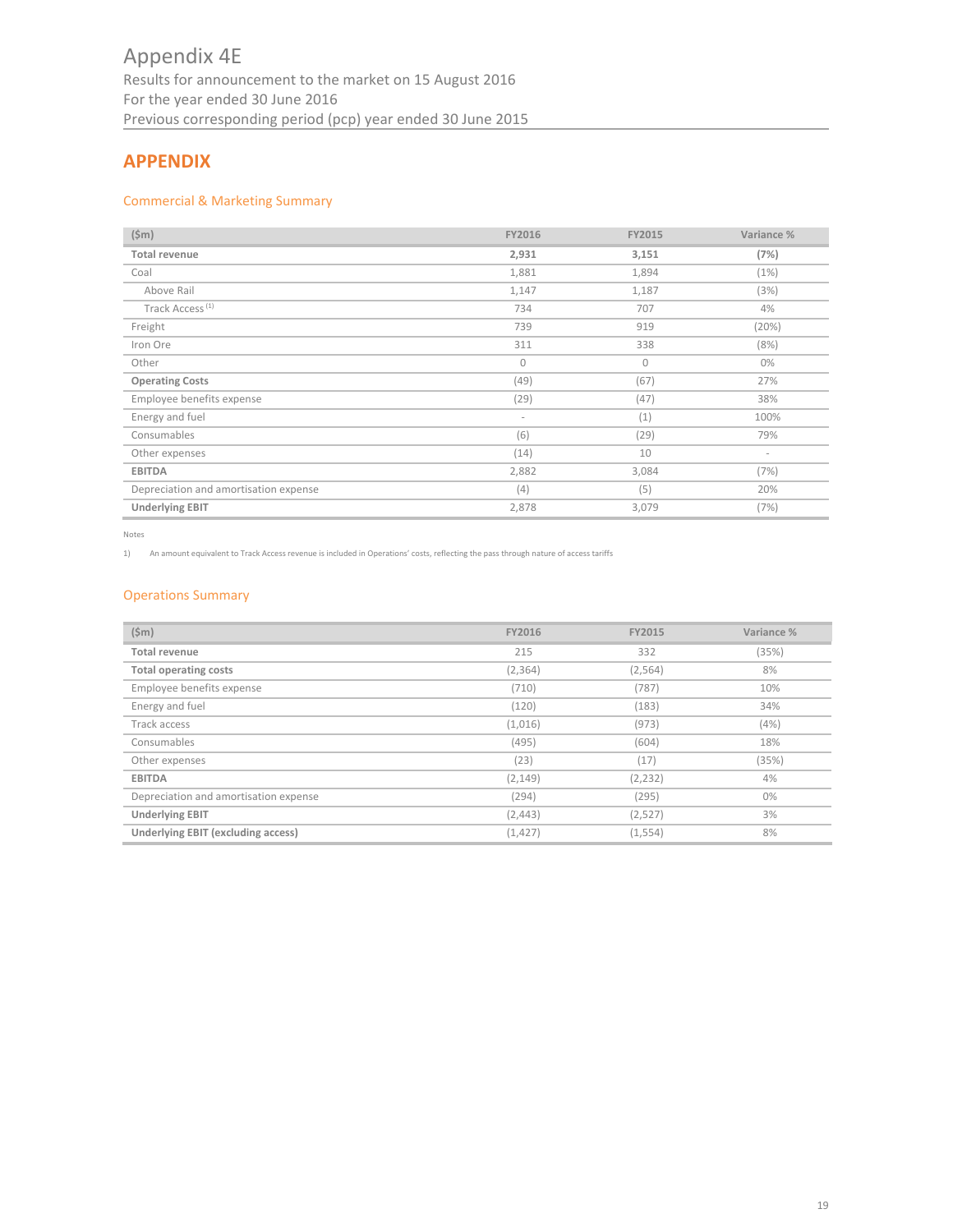# Appendix 4E

Results for announcement to the market on 15 August 2016
For the year ended 30 June 2016
Previous corresponding period (pcp) year ended 30 June 2015

## APPENDIX

### Commercial & Marketing Summary

| ($m) | FY2016 | FY2015 | Variance % |
|---|---|---|---|
| **Total revenue** | **2,931** | **3,151** | **(7%)** |
| Coal | 1,881 | 1,894 | (1%) |
| Above Rail | 1,147 | 1,187 | (3%) |
| Track Access [1] | 734 | 707 | 4% |
| Freight | 739 | 919 | (20%) |
| Iron Ore | 311 | 338 | (8%) |
| Other | 0 | 0 | 0% |
| **Operating Costs** | (49) | (67) | 27% |
| Employee benefits expense | (29) | (47) | 38% |
| Energy and fuel | - | (1) | 100% |
| Consumables | (6) | (29) | 79% |
| Other expenses | (14) | 10 | - |
| **EBITDA** | 2,882 | 3,084 | (7%) |
| Depreciation and amortisation expense | (4) | (5) | 20% |
| **Underlying EBIT** | 2,878 | 3,079 | (7%) |

Notes

1) An amount equivalent to Track Access revenue is included in Operations' costs, reflecting the pass through nature of access tariffs

### Operations Summary

| ($m) | FY2016 | FY2015 | Variance % |
|---|---|---|---|
| **Total revenue** | 215 | 332 | (35%) |
| **Total operating costs** | (2,364) | (2,564) | 8% |
| Employee benefits expense | (710) | (787) | 10% |
| Energy and fuel | (120) | (183) | 34% |
| Track access | (1,016) | (973) | (4%) |
| Consumables | (495) | (604) | 18% |
| Other expenses | (23) | (17) | (35%) |
| **EBITDA** | (2,149) | (2,232) | 4% |
| Depreciation and amortisation expense | (294) | (295) | 0% |
| **Underlying EBIT** | (2,443) | (2,527) | 3% |
| **Underlying EBIT (excluding access)** | (1,427) | (1,554) | 8% |